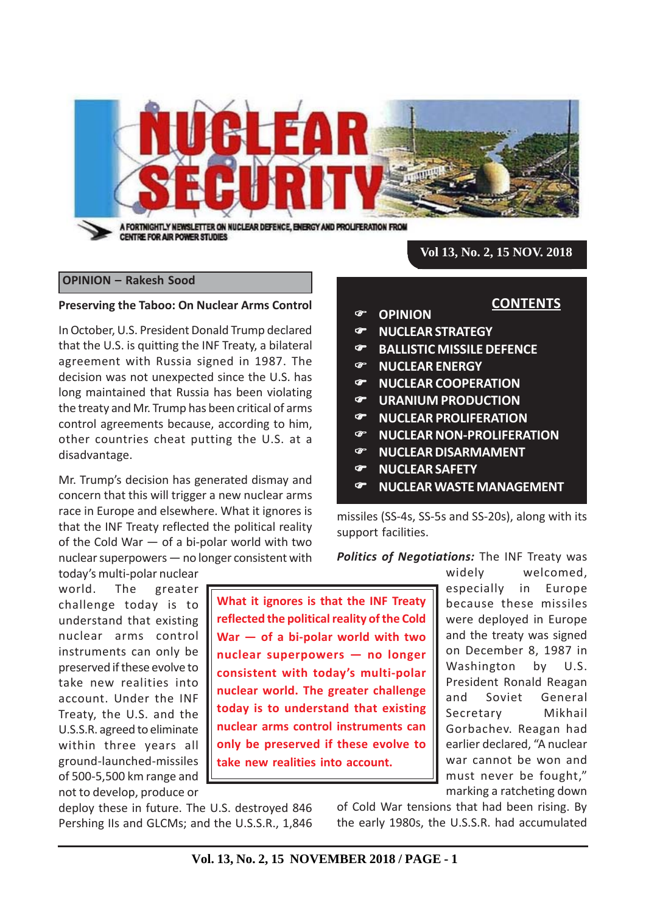# NUCLEAR SECURITY

A FORTNIGHTLY NEWSLETTER ON NUCLEAR DEFENCE, ENERGY AND PROLIFERATION FROM CENTRE FOR AIR POWER STUDIES

**Vol 13, No. 2, 15 NOV. 2018**

## CONTENTS

- OPINION
- NUCLEAR STRATEGY
- BALLISTIC MISSILE DEFENCE
- NUCLEAR ENERGY
- NUCLEAR COOPERATION
- URANIUM PRODUCTION
- NUCLEAR PROLIFERATION
- NUCLEAR NON-PROLIFERATION
- NUCLEAR DISARMAMENT
- NUCLEAR SAFETY
- NUCLEAR WASTE MANAGEMENT

## OPINION – Rakesh Sood

### Preserving the Taboo: On Nuclear Arms Control

In October, U.S. President Donald Trump declared that the U.S. is quitting the INF Treaty, a bilateral agreement with Russia signed in 1987. The decision was not unexpected since the U.S. has long maintained that Russia has been violating the treaty and Mr. Trump has been critical of arms control agreements because, according to him, other countries cheat putting the U.S. at a disadvantage.

Mr. Trump's decision has generated dismay and concern that this will trigger a new nuclear arms race in Europe and elsewhere. What it ignores is that the INF Treaty reflected the political reality of the Cold War — of a bi-polar world with two nuclear superpowers — no longer consistent with today's multi-polar nuclear world. The greater challenge today is to understand that existing nuclear arms control instruments can only be preserved if these evolve to take new realities into account. Under the INF Treaty, the U.S. and the U.S.S.R. agreed to eliminate within three years all ground-launched-missiles of 500-5,500 km range and not to develop, produce or deploy these in future. The U.S. destroyed 846 Pershing IIs and GLCMs; and the U.S.S.R., 1,846 missiles (SS-4s, SS-5s and SS-20s), along with its support facilities.

> **What it ignores is that the INF Treaty reflected the political reality of the Cold War — of a bi-polar world with two nuclear superpowers — no longer consistent with today's multi-polar nuclear world. The greater challenge today is to understand that existing nuclear arms control instruments can only be preserved if these evolve to take new realities into account.**

***Politics of Negotiations:*** The INF Treaty was widely welcomed, especially in Europe because these missiles were deployed in Europe and the treaty was signed on December 8, 1987 in Washington by U.S. President Ronald Reagan and Soviet General Secretary Mikhail Gorbachev. Reagan had earlier declared, "A nuclear war cannot be won and must never be fought," marking a ratcheting down of Cold War tensions that had been rising. By the early 1980s, the U.S.S.R. had accumulated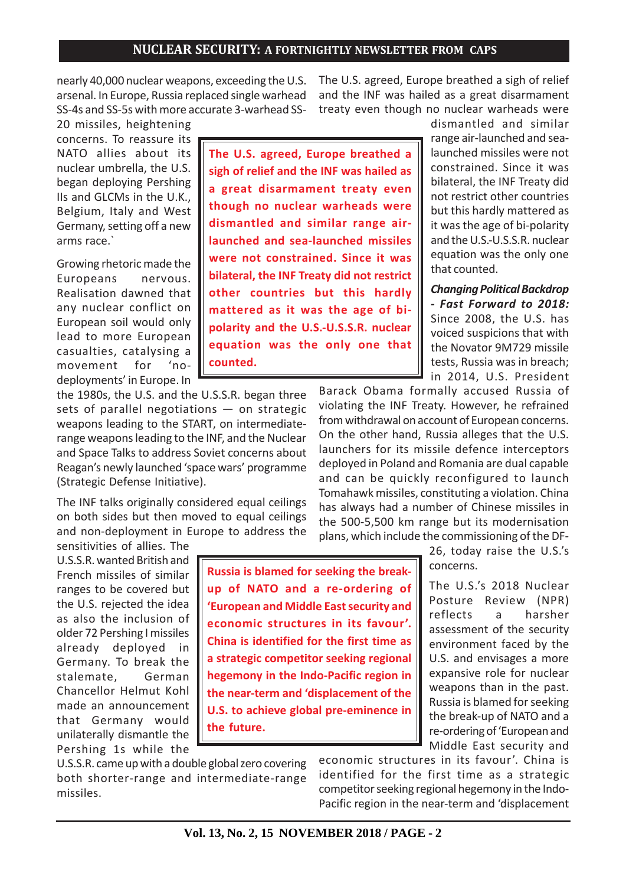nearly 40,000 nuclear weapons, exceeding the U.S. arsenal. In Europe, Russia replaced single warhead SS-4s and SS-5s with more accurate 3-warhead SS-20 missiles, heightening concerns. To reassure its NATO allies about its nuclear umbrella, the U.S. began deploying Pershing IIs and GLCMs in the U.K., Belgium, Italy and West Germany, setting off a new arms race.`

Growing rhetoric made the Europeans nervous. Realisation dawned that any nuclear conflict on European soil would only lead to more European casualties, catalysing a movement for 'no-deployments' in Europe. In the 1980s, the U.S. and the U.S.S.R. began three sets of parallel negotiations — on strategic weapons leading to the START, on intermediate-range weapons leading to the INF, and the Nuclear and Space Talks to address Soviet concerns about Reagan's newly launched 'space wars' programme (Strategic Defense Initiative).

The INF talks originally considered equal ceilings on both sides but then moved to equal ceilings and non-deployment in Europe to address the sensitivities of allies. The U.S.S.R. wanted British and French missiles of similar ranges to be covered but the U.S. rejected the idea as also the inclusion of older 72 Pershing I missiles already deployed in Germany. To break the stalemate, German Chancellor Helmut Kohl made an announcement that Germany would unilaterally dismantle the Pershing 1s while the U.S.S.R. came up with a double global zero covering both shorter-range and intermediate-range missiles.

The U.S. agreed, Europe breathed a sigh of relief and the INF was hailed as a great disarmament treaty even though no nuclear warheads were dismantled and similar range air-launched and sea-launched missiles were not constrained. Since it was bilateral, the INF Treaty did not restrict other countries but this hardly mattered as it was the age of bi-polarity and the U.S.-U.S.S.R. nuclear equation was the only one that counted.

> **The U.S. agreed, Europe breathed a sigh of relief and the INF was hailed as a great disarmament treaty even though no nuclear warheads were dismantled and similar range air-launched and sea-launched missiles were not constrained. Since it was bilateral, the INF Treaty did not restrict other countries but this hardly mattered as it was the age of bi-polarity and the U.S.-U.S.S.R. nuclear equation was the only one that counted.**

***Changing Political Backdrop - Fast Forward to 2018:*** Since 2008, the U.S. has voiced suspicions that with the Novator 9M729 missile tests, Russia was in breach; in 2014, U.S. President Barack Obama formally accused Russia of violating the INF Treaty. However, he refrained from withdrawal on account of European concerns. On the other hand, Russia alleges that the U.S. launchers for its missile defence interceptors deployed in Poland and Romania are dual capable and can be quickly reconfigured to launch Tomahawk missiles, constituting a violation. China has always had a number of Chinese missiles in the 500-5,500 km range but its modernisation plans, which include the commissioning of the DF-26, today raise the U.S.'s concerns.

The U.S.'s 2018 Nuclear Posture Review (NPR) reflects a harsher assessment of the security environment faced by the U.S. and envisages a more expansive role for nuclear weapons than in the past. Russia is blamed for seeking the break-up of NATO and a re-ordering of 'European and Middle East security and economic structures in its favour'. China is identified for the first time as a strategic competitor seeking regional hegemony in the Indo-Pacific region in the near-term and 'displacement

> **Russia is blamed for seeking the break-up of NATO and a re-ordering of 'European and Middle East security and economic structures in its favour'. China is identified for the first time as a strategic competitor seeking regional hegemony in the Indo-Pacific region in the near-term and 'displacement of the U.S. to achieve global pre-eminence in the future.**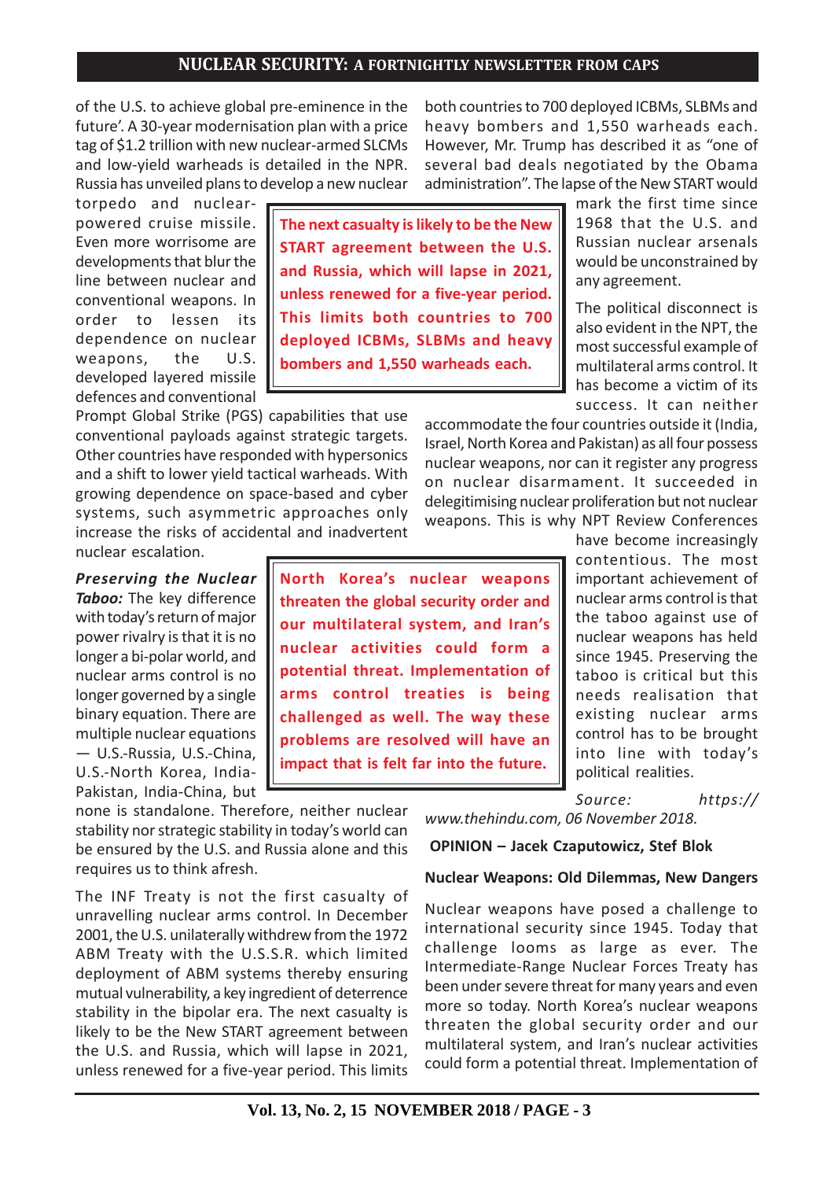of the U.S. to achieve global pre-eminence in the future'. A 30-year modernisation plan with a price tag of $1.2 trillion with new nuclear-armed SLCMs and low-yield warheads is detailed in the NPR. Russia has unveiled plans to develop a new nuclear torpedo and nuclear-powered cruise missile. Even more worrisome are developments that blur the line between nuclear and conventional weapons. In order to lessen its dependence on nuclear weapons, the U.S. developed layered missile defences and conventional Prompt Global Strike (PGS) capabilities that use conventional payloads against strategic targets. Other countries have responded with hypersonics and a shift to lower yield tactical warheads. With growing dependence on space-based and cyber systems, such asymmetric approaches only increase the risks of accidental and inadvertent nuclear escalation.

> **The next casualty is likely to be the New START agreement between the U.S. and Russia, which will lapse in 2021, unless renewed for a five-year period. This limits both countries to 700 deployed ICBMs, SLBMs and heavy bombers and 1,550 warheads each.**

***Preserving the Nuclear Taboo:*** The key difference with today's return of major power rivalry is that it is no longer a bi-polar world, and nuclear arms control is no longer governed by a single binary equation. There are multiple nuclear equations — U.S.-Russia, U.S.-China, U.S.-North Korea, India-Pakistan, India-China, but none is standalone. Therefore, neither nuclear stability nor strategic stability in today's world can be ensured by the U.S. and Russia alone and this requires us to think afresh.

> **North Korea's nuclear weapons threaten the global security order and our multilateral system, and Iran's nuclear activities could form a potential threat. Implementation of arms control treaties is being challenged as well. The way these problems are resolved will have an impact that is felt far into the future.**

The INF Treaty is not the first casualty of unravelling nuclear arms control. In December 2001, the U.S. unilaterally withdrew from the 1972 ABM Treaty with the U.S.S.R. which limited deployment of ABM systems thereby ensuring mutual vulnerability, a key ingredient of deterrence stability in the bipolar era. The next casualty is likely to be the New START agreement between the U.S. and Russia, which will lapse in 2021, unless renewed for a five-year period. This limits both countries to 700 deployed ICBMs, SLBMs and heavy bombers and 1,550 warheads each. However, Mr. Trump has described it as "one of several bad deals negotiated by the Obama administration". The lapse of the New START would mark the first time since 1968 that the U.S. and Russian nuclear arsenals would be unconstrained by any agreement.

The political disconnect is also evident in the NPT, the most successful example of multilateral arms control. It has become a victim of its success. It can neither accommodate the four countries outside it (India, Israel, North Korea and Pakistan) as all four possess nuclear weapons, nor can it register any progress on nuclear disarmament. It succeeded in delegitimising nuclear proliferation but not nuclear weapons. This is why NPT Review Conferences have become increasingly contentious. The most important achievement of nuclear arms control is that the taboo against use of nuclear weapons has held since 1945. Preserving the taboo is critical but this needs realisation that existing nuclear arms control has to be brought into line with today's political realities.

*Source: https://www.thehindu.com, 06 November 2018.*

**OPINION – Jacek Czaputowicz, Stef Blok**

### Nuclear Weapons: Old Dilemmas, New Dangers

Nuclear weapons have posed a challenge to international security since 1945. Today that challenge looms as large as ever. The Intermediate-Range Nuclear Forces Treaty has been under severe threat for many years and even more so today. North Korea's nuclear weapons threaten the global security order and our multilateral system, and Iran's nuclear activities could form a potential threat. Implementation of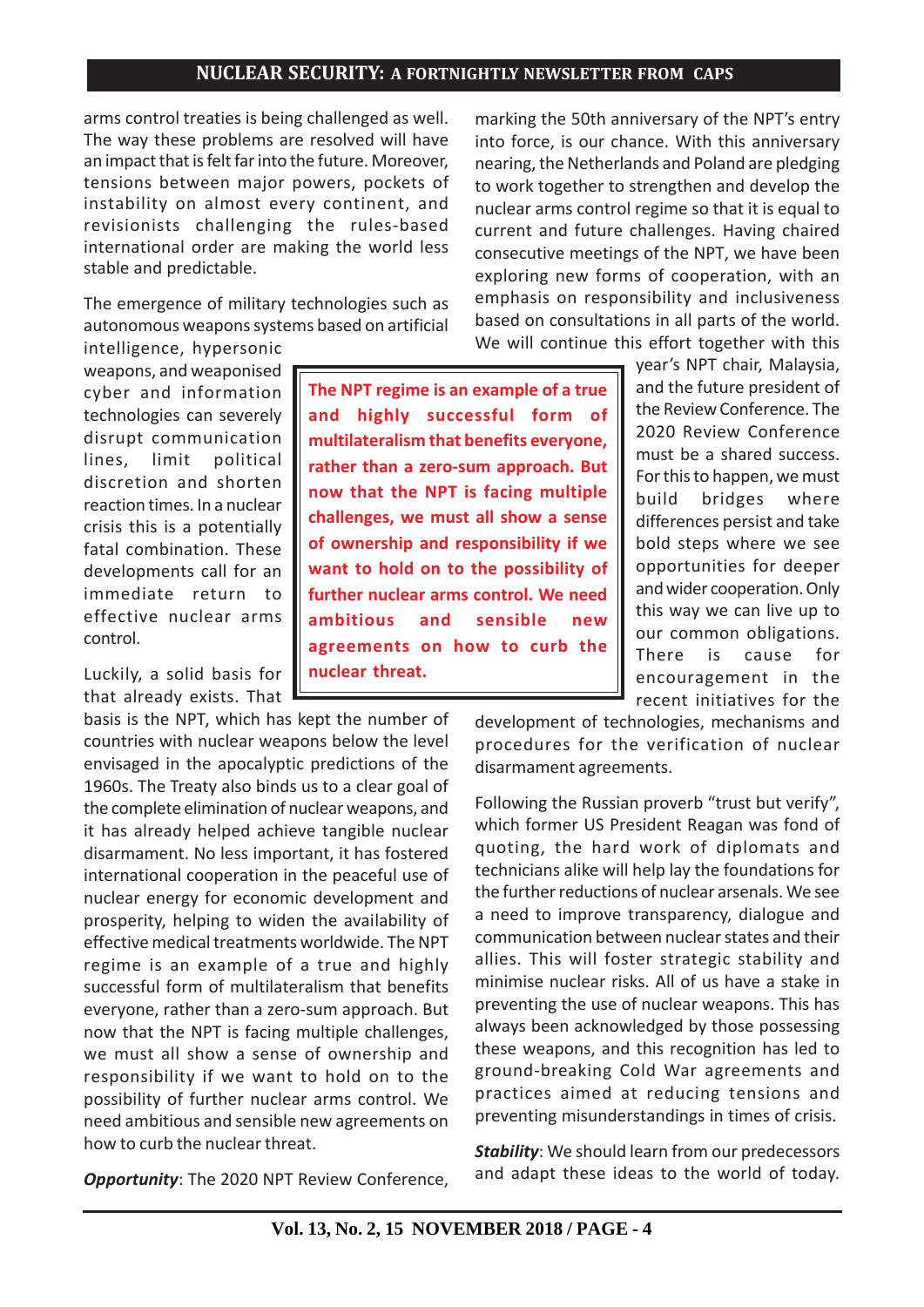arms control treaties is being challenged as well. The way these problems are resolved will have an impact that is felt far into the future. Moreover, tensions between major powers, pockets of instability on almost every continent, and revisionists challenging the rules-based international order are making the world less stable and predictable.

The emergence of military technologies such as autonomous weapons systems based on artificial intelligence, hypersonic weapons, and weaponised cyber and information technologies can severely disrupt communication lines, limit political discretion and shorten reaction times. In a nuclear crisis this is a potentially fatal combination. These developments call for an immediate return to effective nuclear arms control.

> **The NPT regime is an example of a true and highly successful form of multilateralism that benefits everyone, rather than a zero-sum approach. But now that the NPT is facing multiple challenges, we must all show a sense of ownership and responsibility if we want to hold on to the possibility of further nuclear arms control. We need ambitious and sensible new agreements on how to curb the nuclear threat.**

Luckily, a solid basis for that already exists. That basis is the NPT, which has kept the number of countries with nuclear weapons below the level envisaged in the apocalyptic predictions of the 1960s. The Treaty also binds us to a clear goal of the complete elimination of nuclear weapons, and it has already helped achieve tangible nuclear disarmament. No less important, it has fostered international cooperation in the peaceful use of nuclear energy for economic development and prosperity, helping to widen the availability of effective medical treatments worldwide. The NPT regime is an example of a true and highly successful form of multilateralism that benefits everyone, rather than a zero-sum approach. But now that the NPT is facing multiple challenges, we must all show a sense of ownership and responsibility if we want to hold on to the possibility of further nuclear arms control. We need ambitious and sensible new agreements on how to curb the nuclear threat.

***Opportunity***: The 2020 NPT Review Conference, marking the 50th anniversary of the NPT's entry into force, is our chance. With this anniversary nearing, the Netherlands and Poland are pledging to work together to strengthen and develop the nuclear arms control regime so that it is equal to current and future challenges. Having chaired consecutive meetings of the NPT, we have been exploring new forms of cooperation, with an emphasis on responsibility and inclusiveness based on consultations in all parts of the world. We will continue this effort together with this year's NPT chair, Malaysia, and the future president of the Review Conference. The 2020 Review Conference must be a shared success. For this to happen, we must build bridges where differences persist and take bold steps where we see opportunities for deeper and wider cooperation. Only this way we can live up to our common obligations. There is cause for encouragement in the recent initiatives for the development of technologies, mechanisms and procedures for the verification of nuclear disarmament agreements.

Following the Russian proverb "trust but verify", which former US President Reagan was fond of quoting, the hard work of diplomats and technicians alike will help lay the foundations for the further reductions of nuclear arsenals. We see a need to improve transparency, dialogue and communication between nuclear states and their allies. This will foster strategic stability and minimise nuclear risks. All of us have a stake in preventing the use of nuclear weapons. This has always been acknowledged by those possessing these weapons, and this recognition has led to ground-breaking Cold War agreements and practices aimed at reducing tensions and preventing misunderstandings in times of crisis.

***Stability***: We should learn from our predecessors and adapt these ideas to the world of today.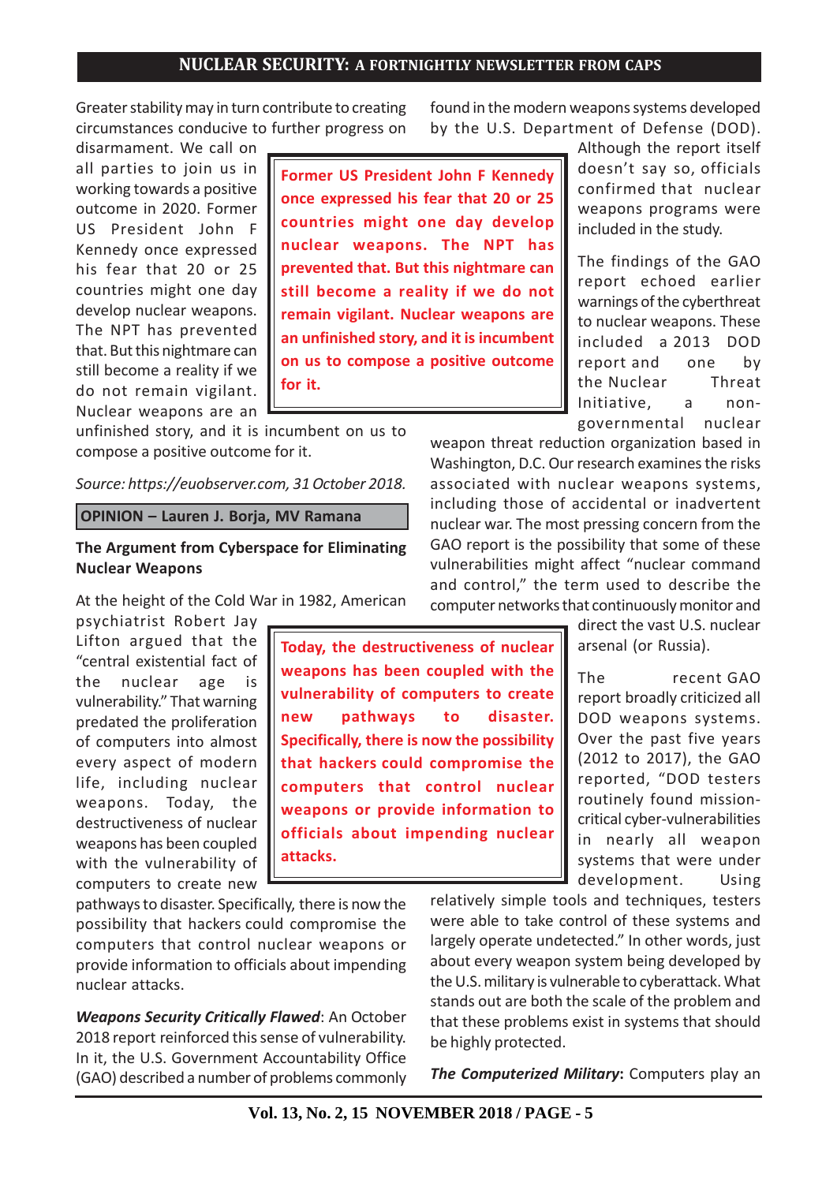Greater stability may in turn contribute to creating circumstances conducive to further progress on disarmament. We call on all parties to join us in working towards a positive outcome in 2020. Former US President John F Kennedy once expressed his fear that 20 or 25 countries might one day develop nuclear weapons. The NPT has prevented that. But this nightmare can still become a reality if we do not remain vigilant. Nuclear weapons are an unfinished story, and it is incumbent on us to compose a positive outcome for it.

> **Former US President John F Kennedy once expressed his fear that 20 or 25 countries might one day develop nuclear weapons. The NPT has prevented that. But this nightmare can still become a reality if we do not remain vigilant. Nuclear weapons are an unfinished story, and it is incumbent on us to compose a positive outcome for it.**

*Source: https://euobserver.com, 31 October 2018.*

**OPINION – Lauren J. Borja, MV Ramana**

## The Argument from Cyberspace for Eliminating Nuclear Weapons

At the height of the Cold War in 1982, American psychiatrist Robert Jay Lifton argued that the "central existential fact of the nuclear age is vulnerability." That warning predated the proliferation of computers into almost every aspect of modern life, including nuclear weapons. Today, the destructiveness of nuclear weapons has been coupled with the vulnerability of computers to create new pathways to disaster. Specifically, there is now the possibility that hackers could compromise the computers that control nuclear weapons or provide information to officials about impending nuclear attacks.

> **Today, the destructiveness of nuclear weapons has been coupled with the vulnerability of computers to create new pathways to disaster. Specifically, there is now the possibility that hackers could compromise the computers that control nuclear weapons or provide information to officials about impending nuclear attacks.**

***Weapons Security Critically Flawed***: An October 2018 report reinforced this sense of vulnerability. In it, the U.S. Government Accountability Office (GAO) described a number of problems commonly found in the modern weapons systems developed by the U.S. Department of Defense (DOD). Although the report itself doesn't say so, officials confirmed that nuclear weapons programs were included in the study.

The findings of the GAO report echoed earlier warnings of the cyberthreat to nuclear weapons. These included a 2013 DOD report and one by the Nuclear Threat Initiative, a non-governmental nuclear weapon threat reduction organization based in Washington, D.C. Our research examines the risks associated with nuclear weapons systems, including those of accidental or inadvertent nuclear war. The most pressing concern from the GAO report is the possibility that some of these vulnerabilities might affect "nuclear command and control," the term used to describe the computer networks that continuously monitor and direct the vast U.S. nuclear arsenal (or Russia).

The recent GAO report broadly criticized all DOD weapons systems. Over the past five years (2012 to 2017), the GAO reported, "DOD testers routinely found mission-critical cyber-vulnerabilities in nearly all weapon systems that were under development. Using relatively simple tools and techniques, testers were able to take control of these systems and largely operate undetected." In other words, just about every weapon system being developed by the U.S. military is vulnerable to cyberattack. What stands out are both the scale of the problem and that these problems exist in systems that should be highly protected.

***The Computerized Military***: Computers play an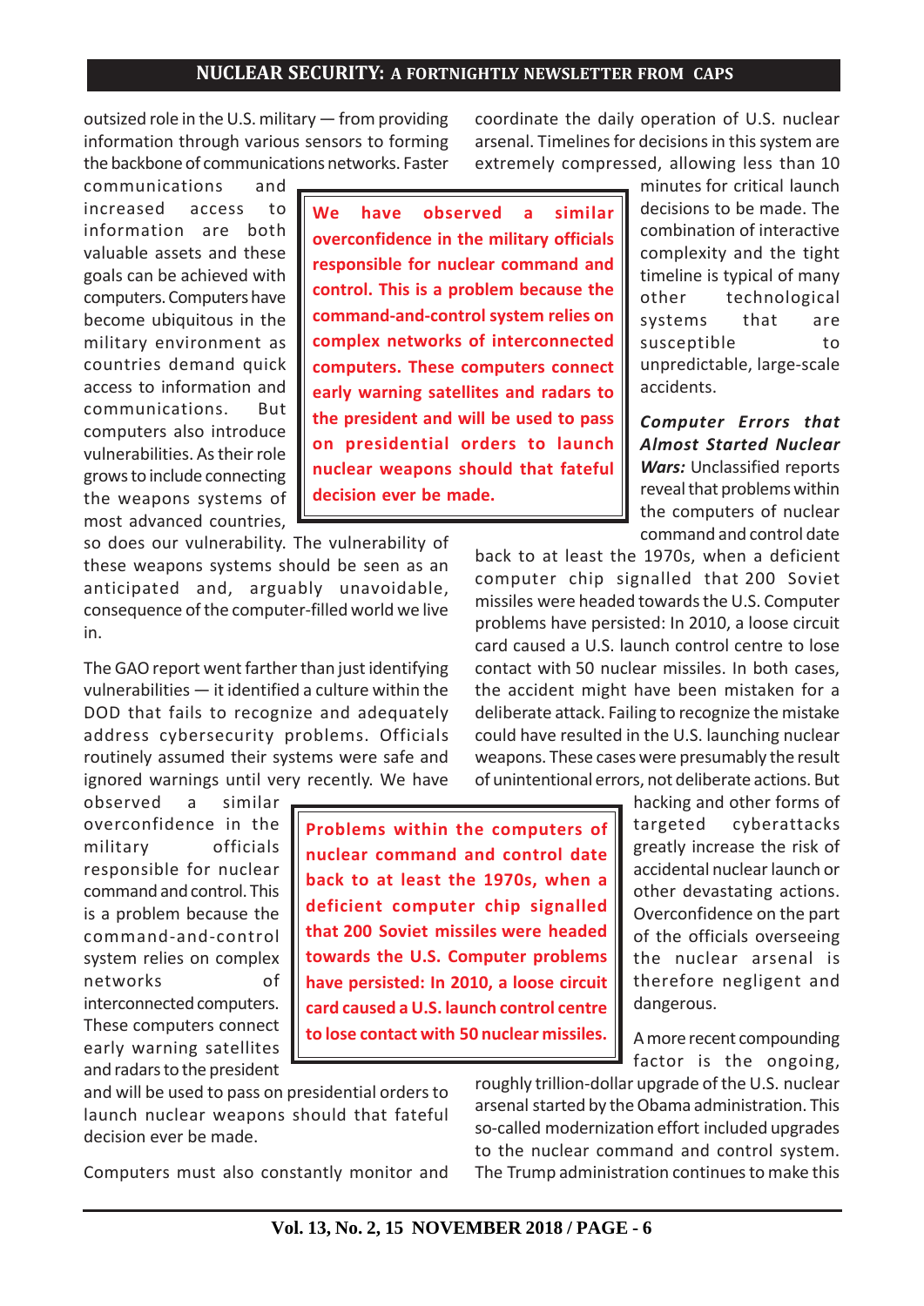outsized role in the U.S. military — from providing information through various sensors to forming the backbone of communications networks. Faster communications and increased access to information are both valuable assets and these goals can be achieved with computers. Computers have become ubiquitous in the military environment as countries demand quick access to information and communications. But computers also introduce vulnerabilities. As their role grows to include connecting the weapons systems of most advanced countries, so does our vulnerability. The vulnerability of these weapons systems should be seen as an anticipated and, arguably unavoidable, consequence of the computer-filled world we live in.

> **We have observed a similar overconfidence in the military officials responsible for nuclear command and control. This is a problem because the command-and-control system relies on complex networks of interconnected computers. These computers connect early warning satellites and radars to the president and will be used to pass on presidential orders to launch nuclear weapons should that fateful decision ever be made.**

The GAO report went farther than just identifying vulnerabilities — it identified a culture within the DOD that fails to recognize and adequately address cybersecurity problems. Officials routinely assumed their systems were safe and ignored warnings until very recently. We have observed a similar overconfidence in the military officials responsible for nuclear command and control. This is a problem because the command-and-control system relies on complex networks of interconnected computers. These computers connect early warning satellites and radars to the president and will be used to pass on presidential orders to launch nuclear weapons should that fateful decision ever be made.

Computers must also constantly monitor and coordinate the daily operation of U.S. nuclear arsenal. Timelines for decisions in this system are extremely compressed, allowing less than 10 minutes for critical launch decisions to be made. The combination of interactive complexity and the tight timeline is typical of many other technological systems that are susceptible to unpredictable, large-scale accidents.

***Computer Errors that Almost Started Nuclear Wars:*** Unclassified reports reveal that problems within the computers of nuclear command and control date back to at least the 1970s, when a deficient computer chip signalled that 200 Soviet missiles were headed towards the U.S. Computer problems have persisted: In 2010, a loose circuit card caused a U.S. launch control centre to lose contact with 50 nuclear missiles. In both cases, the accident might have been mistaken for a deliberate attack. Failing to recognize the mistake could have resulted in the U.S. launching nuclear weapons. These cases were presumably the result of unintentional errors, not deliberate actions. But hacking and other forms of targeted cyberattacks greatly increase the risk of accidental nuclear launch or other devastating actions. Overconfidence on the part of the officials overseeing the nuclear arsenal is therefore negligent and dangerous.

> **Problems within the computers of nuclear command and control date back to at least the 1970s, when a deficient computer chip signalled that 200 Soviet missiles were headed towards the U.S. Computer problems have persisted: In 2010, a loose circuit card caused a U.S. launch control centre to lose contact with 50 nuclear missiles.**

A more recent compounding factor is the ongoing, roughly trillion-dollar upgrade of the U.S. nuclear arsenal started by the Obama administration. This so-called modernization effort included upgrades to the nuclear command and control system. The Trump administration continues to make this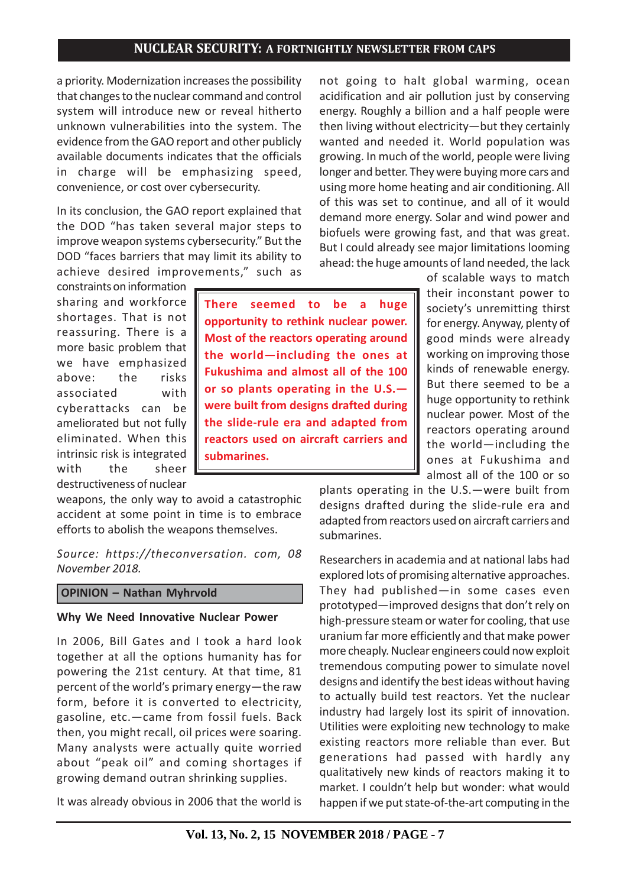a priority. Modernization increases the possibility that changes to the nuclear command and control system will introduce new or reveal hitherto unknown vulnerabilities into the system. The evidence from the GAO report and other publicly available documents indicates that the officials in charge will be emphasizing speed, convenience, or cost over cybersecurity.

In its conclusion, the GAO report explained that the DOD "has taken several major steps to improve weapon systems cybersecurity." But the DOD "faces barriers that may limit its ability to achieve desired improvements," such as constraints on information sharing and workforce shortages. That is not reassuring. There is a more basic problem that we have emphasized above: the risks associated with cyberattacks can be ameliorated but not fully eliminated. When this intrinsic risk is integrated with the sheer destructiveness of nuclear weapons, the only way to avoid a catastrophic accident at some point in time is to embrace efforts to abolish the weapons themselves.

*Source: https://theconversation. com, 08 November 2018.*

## OPINION – Nathan Myhrvold

### Why We Need Innovative Nuclear Power

In 2006, Bill Gates and I took a hard look together at all the options humanity has for powering the 21st century. At that time, 81 percent of the world's primary energy—the raw form, before it is converted to electricity, gasoline, etc.—came from fossil fuels. Back then, you might recall, oil prices were soaring. Many analysts were actually quite worried about "peak oil" and coming shortages if growing demand outran shrinking supplies.

It was already obvious in 2006 that the world is not going to halt global warming, ocean acidification and air pollution just by conserving energy. Roughly a billion and a half people were then living without electricity—but they certainly wanted and needed it. World population was growing. In much of the world, people were living longer and better. They were buying more cars and using more home heating and air conditioning. All of this was set to continue, and all of it would demand more energy. Solar and wind power and biofuels were growing fast, and that was great. But I could already see major limitations looming ahead: the huge amounts of land needed, the lack of scalable ways to match their inconstant power to society's unremitting thirst for energy. Anyway, plenty of good minds were already working on improving those kinds of renewable energy. But there seemed to be a huge opportunity to rethink nuclear power. Most of the reactors operating around the world—including the ones at Fukushima and almost all of the 100 or so plants operating in the U.S.—were built from designs drafted during the slide-rule era and adapted from reactors used on aircraft carriers and submarines.

> **There seemed to be a huge opportunity to rethink nuclear power. Most of the reactors operating around the world—including the ones at Fukushima and almost all of the 100 or so plants operating in the U.S.—were built from designs drafted during the slide-rule era and adapted from reactors used on aircraft carriers and submarines.**

Researchers in academia and at national labs had explored lots of promising alternative approaches. They had published—in some cases even prototyped—improved designs that don't rely on high-pressure steam or water for cooling, that use uranium far more efficiently and that make power more cheaply. Nuclear engineers could now exploit tremendous computing power to simulate novel designs and identify the best ideas without having to actually build test reactors. Yet the nuclear industry had largely lost its spirit of innovation. Utilities were exploiting new technology to make existing reactors more reliable than ever. But generations had passed with hardly any qualitatively new kinds of reactors making it to market. I couldn't help but wonder: what would happen if we put state-of-the-art computing in the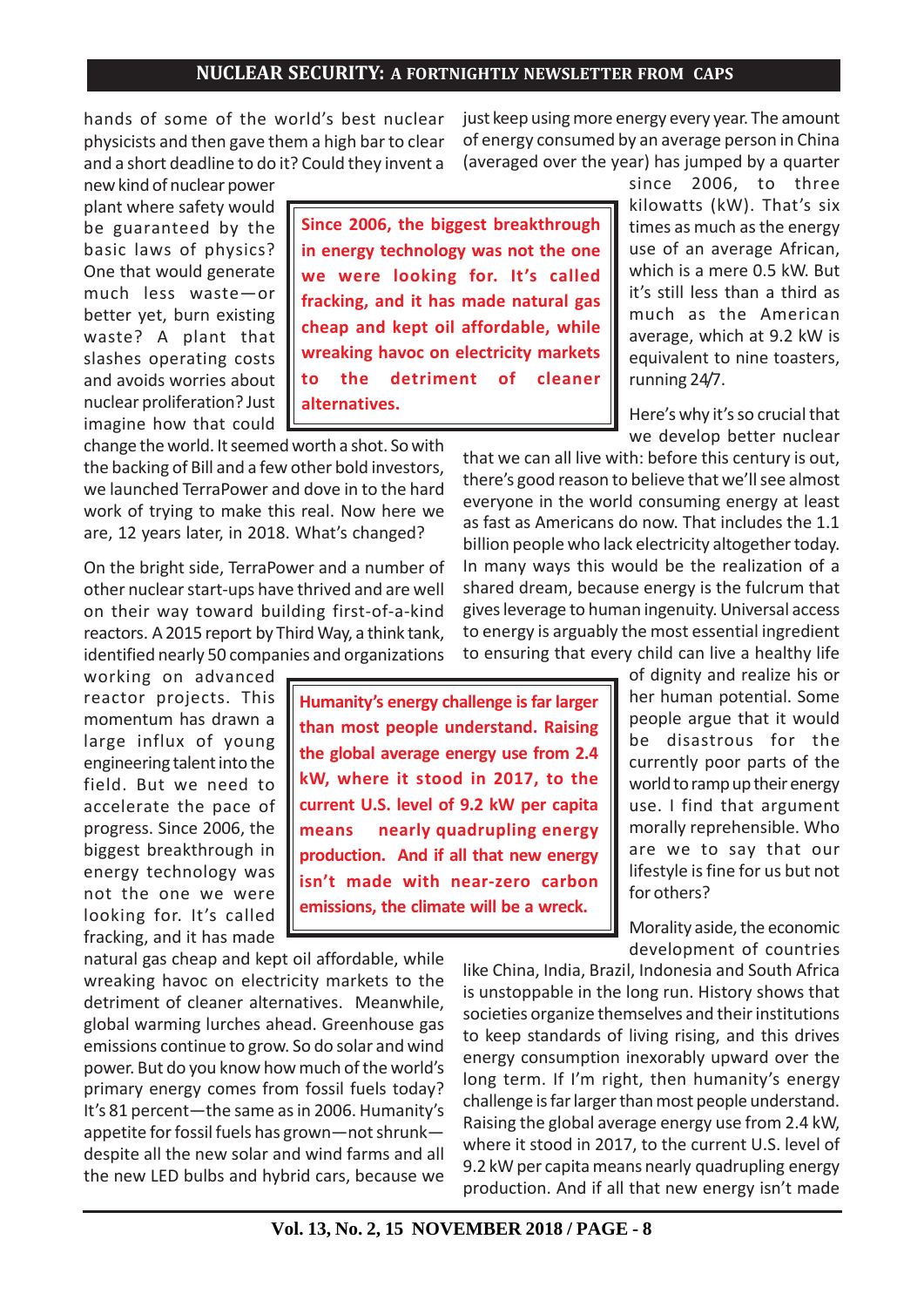hands of some of the world's best nuclear physicists and then gave them a high bar to clear and a short deadline to do it? Could they invent a new kind of nuclear power plant where safety would be guaranteed by the basic laws of physics? One that would generate much less waste—or better yet, burn existing waste? A plant that slashes operating costs and avoids worries about nuclear proliferation? Just imagine how that could change the world. It seemed worth a shot. So with the backing of Bill and a few other bold investors, we launched TerraPower and dove in to the hard work of trying to make this real. Now here we are, 12 years later, in 2018. What's changed?

> **Since 2006, the biggest breakthrough in energy technology was not the one we were looking for. It's called fracking, and it has made natural gas cheap and kept oil affordable, while wreaking havoc on electricity markets to the detriment of cleaner alternatives.**

On the bright side, TerraPower and a number of other nuclear start-ups have thrived and are well on their way toward building first-of-a-kind reactors. A 2015 report by Third Way, a think tank, identified nearly 50 companies and organizations working on advanced reactor projects. This momentum has drawn a large influx of young engineering talent into the field. But we need to accelerate the pace of progress. Since 2006, the biggest breakthrough in energy technology was not the one we were looking for. It's called fracking, and it has made natural gas cheap and kept oil affordable, while wreaking havoc on electricity markets to the detriment of cleaner alternatives. Meanwhile, global warming lurches ahead. Greenhouse gas emissions continue to grow. So do solar and wind power. But do you know how much of the world's primary energy comes from fossil fuels today? It's 81 percent—the same as in 2006. Humanity's appetite for fossil fuels has grown—not shrunk—despite all the new solar and wind farms and all the new LED bulbs and hybrid cars, because we just keep using more energy every year. The amount of energy consumed by an average person in China (averaged over the year) has jumped by a quarter since 2006, to three kilowatts (kW). That's six times as much as the energy use of an average African, which is a mere 0.5 kW. But it's still less than a third as much as the American average, which at 9.2 kW is equivalent to nine toasters, running 24/7.

> **Humanity's energy challenge is far larger than most people understand. Raising the global average energy use from 2.4 kW, where it stood in 2017, to the current U.S. level of 9.2 kW per capita means nearly quadrupling energy production. And if all that new energy isn't made with near-zero carbon emissions, the climate will be a wreck.**

Here's why it's so crucial that we develop better nuclear that we can all live with: before this century is out, there's good reason to believe that we'll see almost everyone in the world consuming energy at least as fast as Americans do now. That includes the 1.1 billion people who lack electricity altogether today. In many ways this would be the realization of a shared dream, because energy is the fulcrum that gives leverage to human ingenuity. Universal access to energy is arguably the most essential ingredient to ensuring that every child can live a healthy life of dignity and realize his or her human potential. Some people argue that it would be disastrous for the currently poor parts of the world to ramp up their energy use. I find that argument morally reprehensible. Who are we to say that our lifestyle is fine for us but not for others?

Morality aside, the economic development of countries like China, India, Brazil, Indonesia and South Africa is unstoppable in the long run. History shows that societies organize themselves and their institutions to keep standards of living rising, and this drives energy consumption inexorably upward over the long term. If I'm right, then humanity's energy challenge is far larger than most people understand. Raising the global average energy use from 2.4 kW, where it stood in 2017, to the current U.S. level of 9.2 kW per capita means nearly quadrupling energy production. And if all that new energy isn't made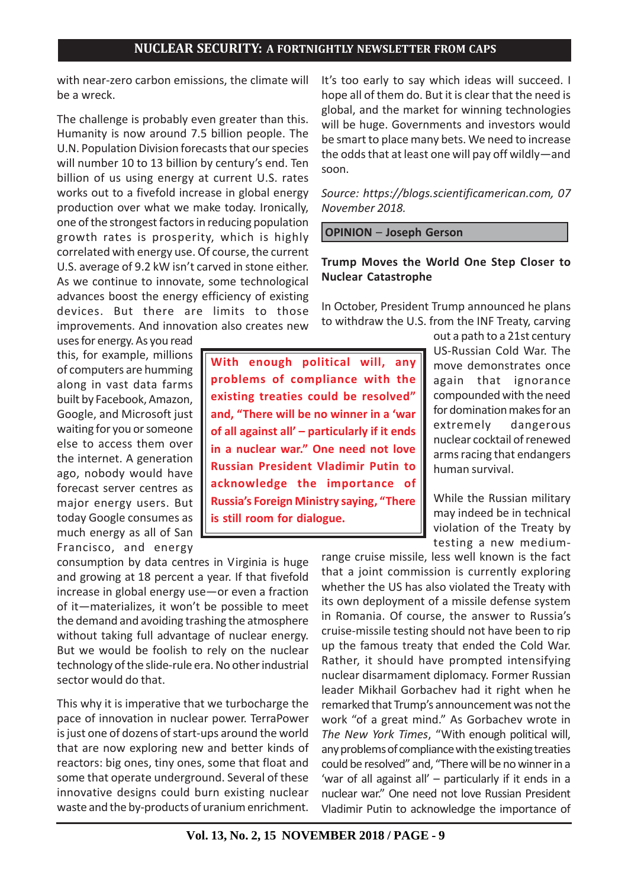with near-zero carbon emissions, the climate will be a wreck.

The challenge is probably even greater than this. Humanity is now around 7.5 billion people. The U.N. Population Division forecasts that our species will number 10 to 13 billion by century's end. Ten billion of us using energy at current U.S. rates works out to a fivefold increase in global energy production over what we make today. Ironically, one of the strongest factors in reducing population growth rates is prosperity, which is highly correlated with energy use. Of course, the current U.S. average of 9.2 kW isn't carved in stone either. As we continue to innovate, some technological advances boost the energy efficiency of existing devices. But there are limits to those improvements. And innovation also creates new uses for energy. As you read this, for example, millions of computers are humming along in vast data farms built by Facebook, Amazon, Google, and Microsoft just waiting for you or someone else to access them over the internet. A generation ago, nobody would have forecast server centres as major energy users. But today Google consumes as much energy as all of San Francisco, and energy consumption by data centres in Virginia is huge and growing at 18 percent a year. If that fivefold increase in global energy use—or even a fraction of it—materializes, it won't be possible to meet the demand and avoiding trashing the atmosphere without taking full advantage of nuclear energy. But we would be foolish to rely on the nuclear technology of the slide-rule era. No other industrial sector would do that.

This why it is imperative that we turbocharge the pace of innovation in nuclear power. TerraPower is just one of dozens of start-ups around the world that are now exploring new and better kinds of reactors: big ones, tiny ones, some that float and some that operate underground. Several of these innovative designs could burn existing nuclear waste and the by-products of uranium enrichment.

It's too early to say which ideas will succeed. I hope all of them do. But it is clear that the need is global, and the market for winning technologies will be huge. Governments and investors would be smart to place many bets. We need to increase the odds that at least one will pay off wildly—and soon.

*Source: https://blogs.scientificamerican.com, 07 November 2018.*

**OPINION – Joseph Gerson**

## Trump Moves the World One Step Closer to Nuclear Catastrophe

In October, President Trump announced he plans to withdraw the U.S. from the INF Treaty, carving out a path to a 21st century US-Russian Cold War. The move demonstrates once again that ignorance compounded with the need for domination makes for an extremely dangerous nuclear cocktail of renewed arms racing that endangers human survival.

> **With enough political will, any problems of compliance with the existing treaties could be resolved" and, "There will be no winner in a 'war of all against all' – particularly if it ends in a nuclear war." One need not love Russian President Vladimir Putin to acknowledge the importance of Russia's Foreign Ministry saying, "There is still room for dialogue.**

While the Russian military may indeed be in technical violation of the Treaty by testing a new medium-range cruise missile, less well known is the fact that a joint commission is currently exploring whether the US has also violated the Treaty with its own deployment of a missile defense system in Romania. Of course, the answer to Russia's cruise-missile testing should not have been to rip up the famous treaty that ended the Cold War. Rather, it should have prompted intensifying nuclear disarmament diplomacy. Former Russian leader Mikhail Gorbachev had it right when he remarked that Trump's announcement was not the work "of a great mind." As Gorbachev wrote in *The New York Times*, "With enough political will, any problems of compliance with the existing treaties could be resolved" and, "There will be no winner in a 'war of all against all' – particularly if it ends in a nuclear war." One need not love Russian President Vladimir Putin to acknowledge the importance of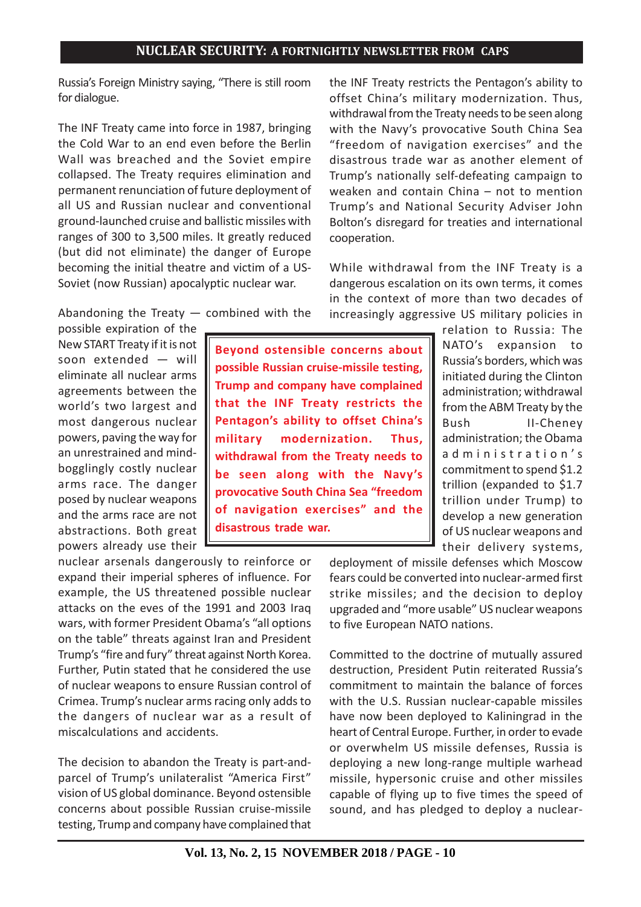Russia's Foreign Ministry saying, "There is still room for dialogue.

The INF Treaty came into force in 1987, bringing the Cold War to an end even before the Berlin Wall was breached and the Soviet empire collapsed. The Treaty requires elimination and permanent renunciation of future deployment of all US and Russian nuclear and conventional ground-launched cruise and ballistic missiles with ranges of 300 to 3,500 miles. It greatly reduced (but did not eliminate) the danger of Europe becoming the initial theatre and victim of a US-Soviet (now Russian) apocalyptic nuclear war.

Abandoning the Treaty — combined with the possible expiration of the New START Treaty if it is not soon extended — will eliminate all nuclear arms agreements between the world's two largest and most dangerous nuclear powers, paving the way for an unrestrained and mind-bogglingly costly nuclear arms race. The danger posed by nuclear weapons and the arms race are not abstractions. Both great powers already use their nuclear arsenals dangerously to reinforce or expand their imperial spheres of influence. For example, the US threatened possible nuclear attacks on the eves of the 1991 and 2003 Iraq wars, with former President Obama's "all options on the table" threats against Iran and President Trump's "fire and fury" threat against North Korea. Further, Putin stated that he considered the use of nuclear weapons to ensure Russian control of Crimea. Trump's nuclear arms racing only adds to the dangers of nuclear war as a result of miscalculations and accidents.

The decision to abandon the Treaty is part-and-parcel of Trump's unilateralist "America First" vision of US global dominance. Beyond ostensible concerns about possible Russian cruise-missile testing, Trump and company have complained that the INF Treaty restricts the Pentagon's ability to offset China's military modernization. Thus, withdrawal from the Treaty needs to be seen along with the Navy's provocative South China Sea "freedom of navigation exercises" and the disastrous trade war as another element of Trump's nationally self-defeating campaign to weaken and contain China – not to mention Trump's and National Security Adviser John Bolton's disregard for treaties and international cooperation.

> **Beyond ostensible concerns about possible Russian cruise-missile testing, Trump and company have complained that the INF Treaty restricts the Pentagon's ability to offset China's military modernization. Thus, withdrawal from the Treaty needs to be seen along with the Navy's provocative South China Sea "freedom of navigation exercises" and the disastrous trade war.**

While withdrawal from the INF Treaty is a dangerous escalation on its own terms, it comes in the context of more than two decades of increasingly aggressive US military policies in relation to Russia: The NATO's expansion to Russia's borders, which was initiated during the Clinton administration; withdrawal from the ABM Treaty by the Bush II-Cheney administration; the Obama administration's commitment to spend $1.2 trillion (expanded to $1.7 trillion under Trump) to develop a new generation of US nuclear weapons and their delivery systems, deployment of missile defenses which Moscow fears could be converted into nuclear-armed first strike missiles; and the decision to deploy upgraded and "more usable" US nuclear weapons to five European NATO nations.

Committed to the doctrine of mutually assured destruction, President Putin reiterated Russia's commitment to maintain the balance of forces with the U.S. Russian nuclear-capable missiles have now been deployed to Kaliningrad in the heart of Central Europe. Further, in order to evade or overwhelm US missile defenses, Russia is deploying a new long-range multiple warhead missile, hypersonic cruise and other missiles capable of flying up to five times the speed of sound, and has pledged to deploy a nuclear-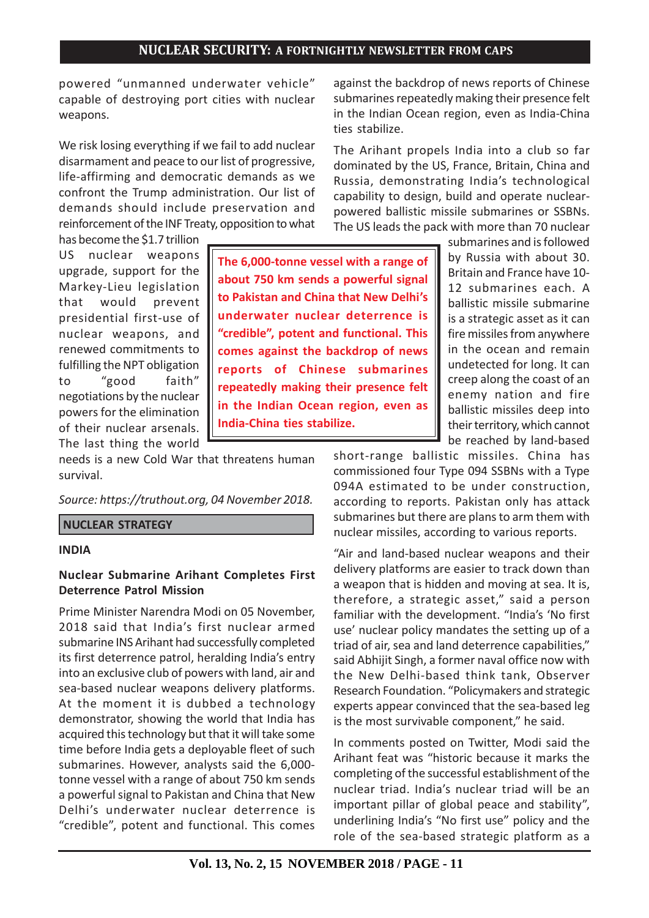powered "unmanned underwater vehicle" capable of destroying port cities with nuclear weapons.

We risk losing everything if we fail to add nuclear disarmament and peace to our list of progressive, life-affirming and democratic demands as we confront the Trump administration. Our list of demands should include preservation and reinforcement of the INF Treaty, opposition to what has become the $1.7 trillion US nuclear weapons upgrade, support for the Markey-Lieu legislation that would prevent presidential first-use of nuclear weapons, and renewed commitments to fulfilling the NPT obligation to "good faith" negotiations by the nuclear powers for the elimination of their nuclear arsenals. The last thing the world needs is a new Cold War that threatens human survival.

*Source: https://truthout.org, 04 November 2018.*

## NUCLEAR STRATEGY

### INDIA

### Nuclear Submarine Arihant Completes First Deterrence Patrol Mission

Prime Minister Narendra Modi on 05 November, 2018 said that India's first nuclear armed submarine INS Arihant had successfully completed its first deterrence patrol, heralding India's entry into an exclusive club of powers with land, air and sea-based nuclear weapons delivery platforms. At the moment it is dubbed a technology demonstrator, showing the world that India has acquired this technology but that it will take some time before India gets a deployable fleet of such submarines. However, analysts said the 6,000-tonne vessel with a range of about 750 km sends a powerful signal to Pakistan and China that New Delhi's underwater nuclear deterrence is "credible", potent and functional. This comes against the backdrop of news reports of Chinese submarines repeatedly making their presence felt in the Indian Ocean region, even as India-China ties stabilize.

> **The 6,000-tonne vessel with a range of about 750 km sends a powerful signal to Pakistan and China that New Delhi's underwater nuclear deterrence is "credible", potent and functional. This comes against the backdrop of news reports of Chinese submarines repeatedly making their presence felt in the Indian Ocean region, even as India-China ties stabilize.**

The Arihant propels India into a club so far dominated by the US, France, Britain, China and Russia, demonstrating India's technological capability to design, build and operate nuclear-powered ballistic missile submarines or SSBNs. The US leads the pack with more than 70 nuclear submarines and is followed by Russia with about 30. Britain and France have 10-12 submarines each. A ballistic missile submarine is a strategic asset as it can fire missiles from anywhere in the ocean and remain undetected for long. It can creep along the coast of an enemy nation and fire ballistic missiles deep into their territory, which cannot be reached by land-based short-range ballistic missiles. China has commissioned four Type 094 SSBNs with a Type 094A estimated to be under construction, according to reports. Pakistan only has attack submarines but there are plans to arm them with nuclear missiles, according to various reports.

"Air and land-based nuclear weapons and their delivery platforms are easier to track down than a weapon that is hidden and moving at sea. It is, therefore, a strategic asset," said a person familiar with the development. "India's 'No first use' nuclear policy mandates the setting up of a triad of air, sea and land deterrence capabilities," said Abhijit Singh, a former naval office now with the New Delhi-based think tank, Observer Research Foundation. "Policymakers and strategic experts appear convinced that the sea-based leg is the most survivable component," he said.

In comments posted on Twitter, Modi said the Arihant feat was "historic because it marks the completing of the successful establishment of the nuclear triad. India's nuclear triad will be an important pillar of global peace and stability", underlining India's "No first use" policy and the role of the sea-based strategic platform as a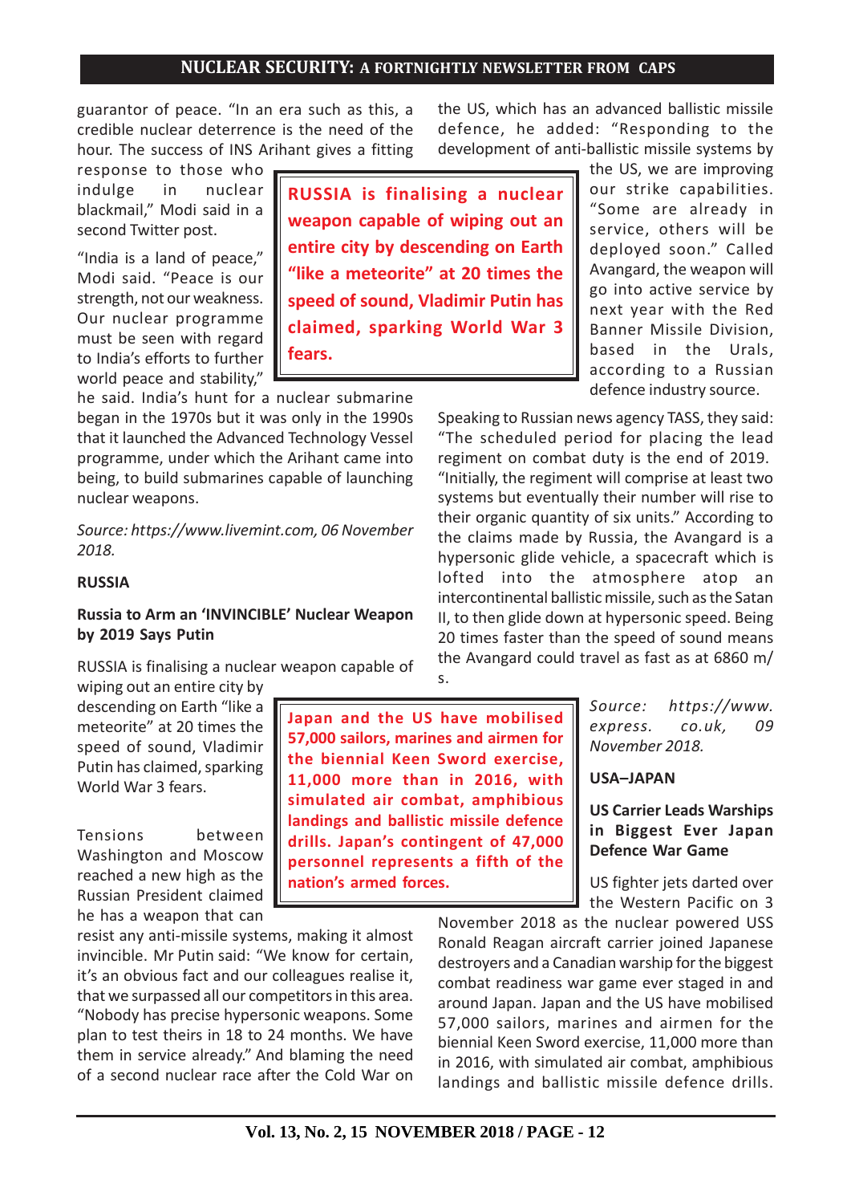guarantor of peace. "In an era such as this, a credible nuclear deterrence is the need of the hour. The success of INS Arihant gives a fitting response to those who indulge in nuclear blackmail," Modi said in a second Twitter post.

"India is a land of peace," Modi said. "Peace is our strength, not our weakness. Our nuclear programme must be seen with regard to India's efforts to further world peace and stability," he said. India's hunt for a nuclear submarine began in the 1970s but it was only in the 1990s that it launched the Advanced Technology Vessel programme, under which the Arihant came into being, to build submarines capable of launching nuclear weapons.

*Source: https://www.livemint.com, 06 November 2018.*

**RUSSIA**

**Russia to Arm an 'INVINCIBLE' Nuclear Weapon by 2019 Says Putin**

RUSSIA is finalising a nuclear weapon capable of wiping out an entire city by descending on Earth "like a meteorite" at 20 times the speed of sound, Vladimir Putin has claimed, sparking World War 3 fears.

Tensions between Washington and Moscow reached a new high as the Russian President claimed he has a weapon that can resist any anti-missile systems, making it almost invincible. Mr Putin said: "We know for certain, it's an obvious fact and our colleagues realise it, that we surpassed all our competitors in this area. "Nobody has precise hypersonic weapons. Some plan to test theirs in 18 to 24 months. We have them in service already." And blaming the need of a second nuclear race after the Cold War on the US, which has an advanced ballistic missile defence, he added: "Responding to the development of anti-ballistic missile systems by the US, we are improving our strike capabilities. "Some are already in service, others will be deployed soon." Called Avangard, the weapon will go into active service by next year with the Red Banner Missile Division, based in the Urals, according to a Russian defence industry source.

Speaking to Russian news agency TASS, they said: "The scheduled period for placing the lead regiment on combat duty is the end of 2019. "Initially, the regiment will comprise at least two systems but eventually their number will rise to their organic quantity of six units." According to the claims made by Russia, the Avangard is a hypersonic glide vehicle, a spacecraft which is lofted into the atmosphere atop an intercontinental ballistic missile, such as the Satan II, to then glide down at hypersonic speed. Being 20 times faster than the speed of sound means the Avangard could travel as fast as at 6860 m/s.

*Source: https://www.express.co.uk, 09 November 2018.*

**USA–JAPAN**

**US Carrier Leads Warships in Biggest Ever Japan Defence War Game**

US fighter jets darted over the Western Pacific on 3 November 2018 as the nuclear powered USS Ronald Reagan aircraft carrier joined Japanese destroyers and a Canadian warship for the biggest combat readiness war game ever staged in and around Japan. Japan and the US have mobilised 57,000 sailors, marines and airmen for the biennial Keen Sword exercise, 11,000 more than in 2016, with simulated air combat, amphibious landings and ballistic missile defence drills.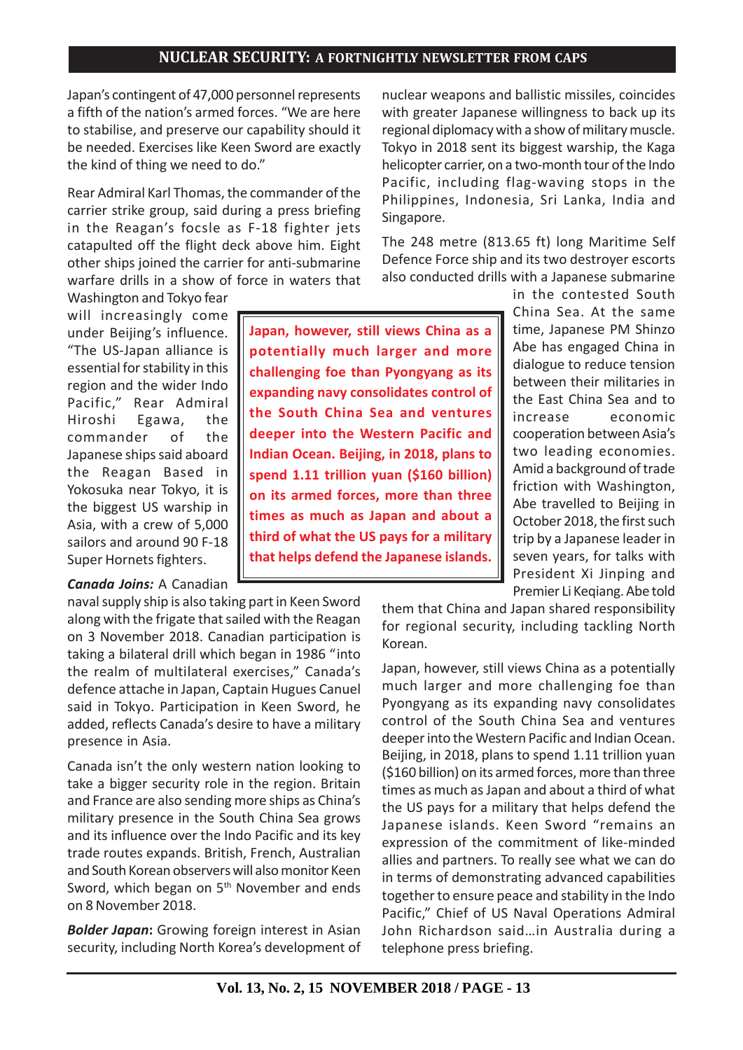Japan's contingent of 47,000 personnel represents a fifth of the nation's armed forces. "We are here to stabilise, and preserve our capability should it be needed. Exercises like Keen Sword are exactly the kind of thing we need to do."

Rear Admiral Karl Thomas, the commander of the carrier strike group, said during a press briefing in the Reagan's focsle as F-18 fighter jets catapulted off the flight deck above him. Eight other ships joined the carrier for anti-submarine warfare drills in a show of force in waters that Washington and Tokyo fear will increasingly come under Beijing's influence. "The US-Japan alliance is essential for stability in this region and the wider Indo Pacific," Rear Admiral Hiroshi Egawa, the commander of the Japanese ships said aboard the Reagan Based in Yokosuka near Tokyo, it is the biggest US warship in Asia, with a crew of 5,000 sailors and around 90 F-18 Super Hornets fighters.

> **Japan, however, still views China as a potentially much larger and more challenging foe than Pyongyang as its expanding navy consolidates control of the South China Sea and ventures deeper into the Western Pacific and Indian Ocean. Beijing, in 2018, plans to spend 1.11 trillion yuan ($160 billion) on its armed forces, more than three times as much as Japan and about a third of what the US pays for a military that helps defend the Japanese islands.**

***Canada Joins:*** A Canadian naval supply ship is also taking part in Keen Sword along with the frigate that sailed with the Reagan on 3 November 2018. Canadian participation is taking a bilateral drill which began in 1986 "into the realm of multilateral exercises," Canada's defence attache in Japan, Captain Hugues Canuel said in Tokyo. Participation in Keen Sword, he added, reflects Canada's desire to have a military presence in Asia.

Canada isn't the only western nation looking to take a bigger security role in the region. Britain and France are also sending more ships as China's military presence in the South China Sea grows and its influence over the Indo Pacific and its key trade routes expands. British, French, Australian and South Korean observers will also monitor Keen Sword, which began on 5th November and ends on 8 November 2018.

***Bolder Japan*:** Growing foreign interest in Asian security, including North Korea's development of nuclear weapons and ballistic missiles, coincides with greater Japanese willingness to back up its regional diplomacy with a show of military muscle. Tokyo in 2018 sent its biggest warship, the Kaga helicopter carrier, on a two-month tour of the Indo Pacific, including flag-waving stops in the Philippines, Indonesia, Sri Lanka, India and Singapore.

The 248 metre (813.65 ft) long Maritime Self Defence Force ship and its two destroyer escorts also conducted drills with a Japanese submarine in the contested South China Sea. At the same time, Japanese PM Shinzo Abe has engaged China in dialogue to reduce tension between their militaries in the East China Sea and to increase economic cooperation between Asia's two leading economies. Amid a background of trade friction with Washington, Abe travelled to Beijing in October 2018, the first such trip by a Japanese leader in seven years, for talks with President Xi Jinping and Premier Li Keqiang. Abe told them that China and Japan shared responsibility for regional security, including tackling North Korean.

Japan, however, still views China as a potentially much larger and more challenging foe than Pyongyang as its expanding navy consolidates control of the South China Sea and ventures deeper into the Western Pacific and Indian Ocean. Beijing, in 2018, plans to spend 1.11 trillion yuan ($160 billion) on its armed forces, more than three times as much as Japan and about a third of what the US pays for a military that helps defend the Japanese islands. Keen Sword "remains an expression of the commitment of like-minded allies and partners. To really see what we can do in terms of demonstrating advanced capabilities together to ensure peace and stability in the Indo Pacific," Chief of US Naval Operations Admiral John Richardson said…in Australia during a telephone press briefing.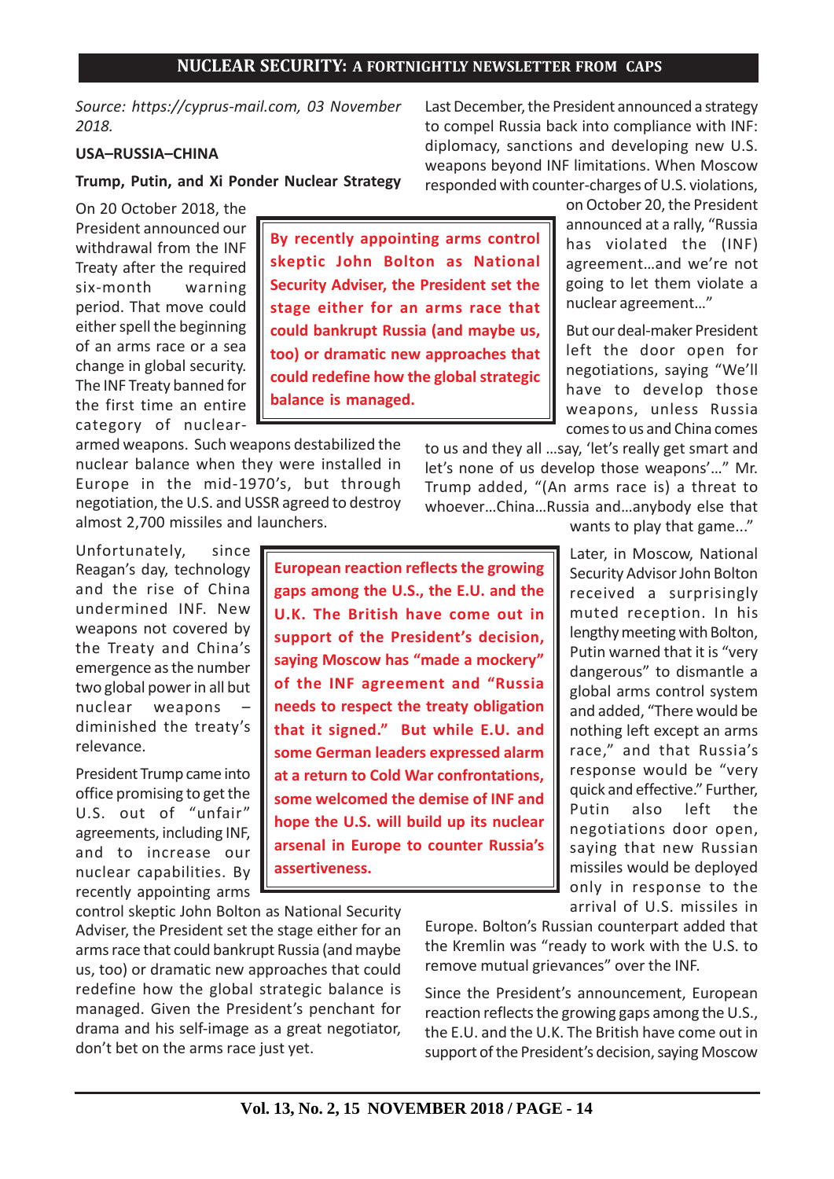*Source: https://cyprus-mail.com, 03 November 2018.*

**USA–RUSSIA–CHINA**

**Trump, Putin, and Xi Ponder Nuclear Strategy**

On 20 October 2018, the President announced our withdrawal from the INF Treaty after the required six-month warning period. That move could either spell the beginning of an arms race or a sea change in global security. The INF Treaty banned for the first time an entire category of nuclear-armed weapons. Such weapons destabilized the nuclear balance when they were installed in Europe in the mid-1970's, but through negotiation, the U.S. and USSR agreed to destroy almost 2,700 missiles and launchers.

Unfortunately, since Reagan's day, technology and the rise of China undermined INF. New weapons not covered by the Treaty and China's emergence as the number two global power in all but nuclear weapons – diminished the treaty's relevance.

President Trump came into office promising to get the U.S. out of "unfair" agreements, including INF, and to increase our nuclear capabilities. By recently appointing arms control skeptic John Bolton as National Security Adviser, the President set the stage either for an arms race that could bankrupt Russia (and maybe us, too) or dramatic new approaches that could redefine how the global strategic balance is managed. Given the President's penchant for drama and his self-image as a great negotiator, don't bet on the arms race just yet.

Last December, the President announced a strategy to compel Russia back into compliance with INF: diplomacy, sanctions and developing new U.S. weapons beyond INF limitations. When Moscow responded with counter-charges of U.S. violations, on October 20, the President announced at a rally, "Russia has violated the (INF) agreement...and we're not going to let them violate a nuclear agreement..."

But our deal-maker President left the door open for negotiations, saying "We'll have to develop those weapons, unless Russia comes to us and China comes to us and they all ...say, 'let's really get smart and let's none of us develop those weapons'..." Mr. Trump added, "(An arms race is) a threat to whoever...China...Russia and...anybody else that wants to play that game..."

Later, in Moscow, National Security Advisor John Bolton received a surprisingly muted reception. In his lengthy meeting with Bolton, Putin warned that it is "very dangerous" to dismantle a global arms control system and added, "There would be nothing left except an arms race," and that Russia's response would be "very quick and effective." Further, Putin also left the negotiations door open, saying that new Russian missiles would be deployed only in response to the arrival of U.S. missiles in Europe. Bolton's Russian counterpart added that the Kremlin was "ready to work with the U.S. to remove mutual grievances" over the INF.

Since the President's announcement, European reaction reflects the growing gaps among the U.S., the E.U. and the U.K. The British have come out in support of the President's decision, saying Moscow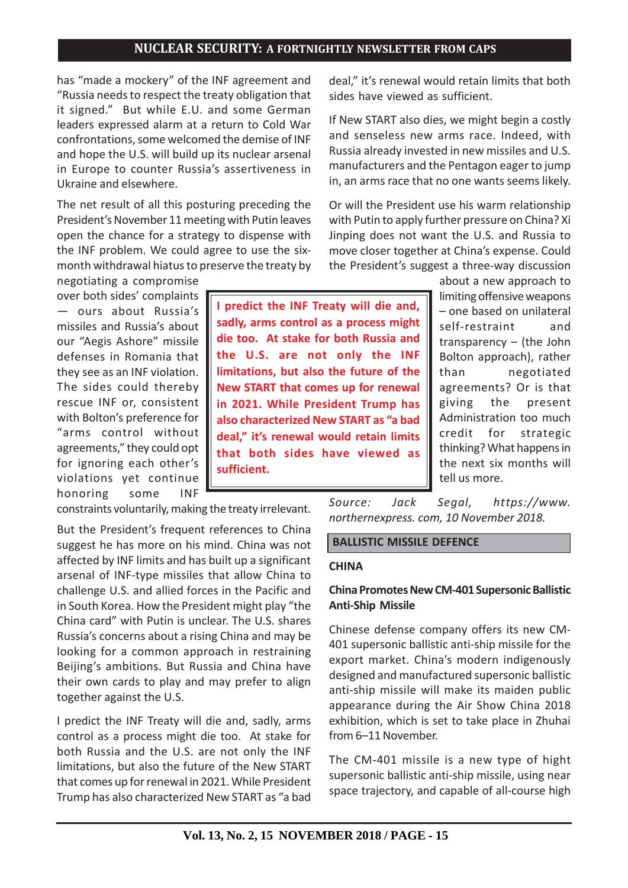has "made a mockery" of the INF agreement and "Russia needs to respect the treaty obligation that it signed." But while E.U. and some German leaders expressed alarm at a return to Cold War confrontations, some welcomed the demise of INF and hope the U.S. will build up its nuclear arsenal in Europe to counter Russia's assertiveness in Ukraine and elsewhere.

The net result of all this posturing preceding the President's November 11 meeting with Putin leaves open the chance for a strategy to dispense with the INF problem. We could agree to use the six-month withdrawal hiatus to preserve the treaty by negotiating a compromise over both sides' complaints — ours about Russia's missiles and Russia's about our "Aegis Ashore" missile defenses in Romania that they see as an INF violation. The sides could thereby rescue INF or, consistent with Bolton's preference for "arms control without agreements," they could opt for ignoring each other's violations yet continue honoring some INF constraints voluntarily, making the treaty irrelevant.

But the President's frequent references to China suggest he has more on his mind. China was not affected by INF limits and has built up a significant arsenal of INF-type missiles that allow China to challenge U.S. and allied forces in the Pacific and in South Korea. How the President might play "the China card" with Putin is unclear. The U.S. shares Russia's concerns about a rising China and may be looking for a common approach in restraining Beijing's ambitions. But Russia and China have their own cards to play and may prefer to align together against the U.S.

I predict the INF Treaty will die and, sadly, arms control as a process might die too. At stake for both Russia and the U.S. are not only the INF limitations, but also the future of the New START that comes up for renewal in 2021. While President Trump has also characterized New START as "a bad deal," it's renewal would retain limits that both sides have viewed as sufficient.

> **I predict the INF Treaty will die and, sadly, arms control as a process might die too. At stake for both Russia and the U.S. are not only the INF limitations, but also the future of the New START that comes up for renewal in 2021. While President Trump has also characterized New START as "a bad deal," it's renewal would retain limits that both sides have viewed as sufficient.**

If New START also dies, we might begin a costly and senseless new arms race. Indeed, with Russia already invested in new missiles and U.S. manufacturers and the Pentagon eager to jump in, an arms race that no one wants seems likely.

Or will the President use his warm relationship with Putin to apply further pressure on China? Xi Jinping does not want the U.S. and Russia to move closer together at China's expense. Could the President's suggest a three-way discussion about a new approach to limiting offensive weapons – one based on unilateral self-restraint and transparency – (the John Bolton approach), rather than negotiated agreements? Or is that giving the present Administration too much credit for strategic thinking? What happens in the next six months will tell us more.

*Source: Jack Segal, https://www.northernexpress. com, 10 November 2018.*

## BALLISTIC MISSILE DEFENCE

### CHINA

#### China Promotes New CM-401 Supersonic Ballistic Anti-Ship Missile

Chinese defense company offers its new CM-401 supersonic ballistic anti-ship missile for the export market. China's modern indigenously designed and manufactured supersonic ballistic anti-ship missile will make its maiden public appearance during the Air Show China 2018 exhibition, which is set to take place in Zhuhai from 6–11 November.

The CM-401 missile is a new type of hight supersonic ballistic anti-ship missile, using near space trajectory, and capable of all-course high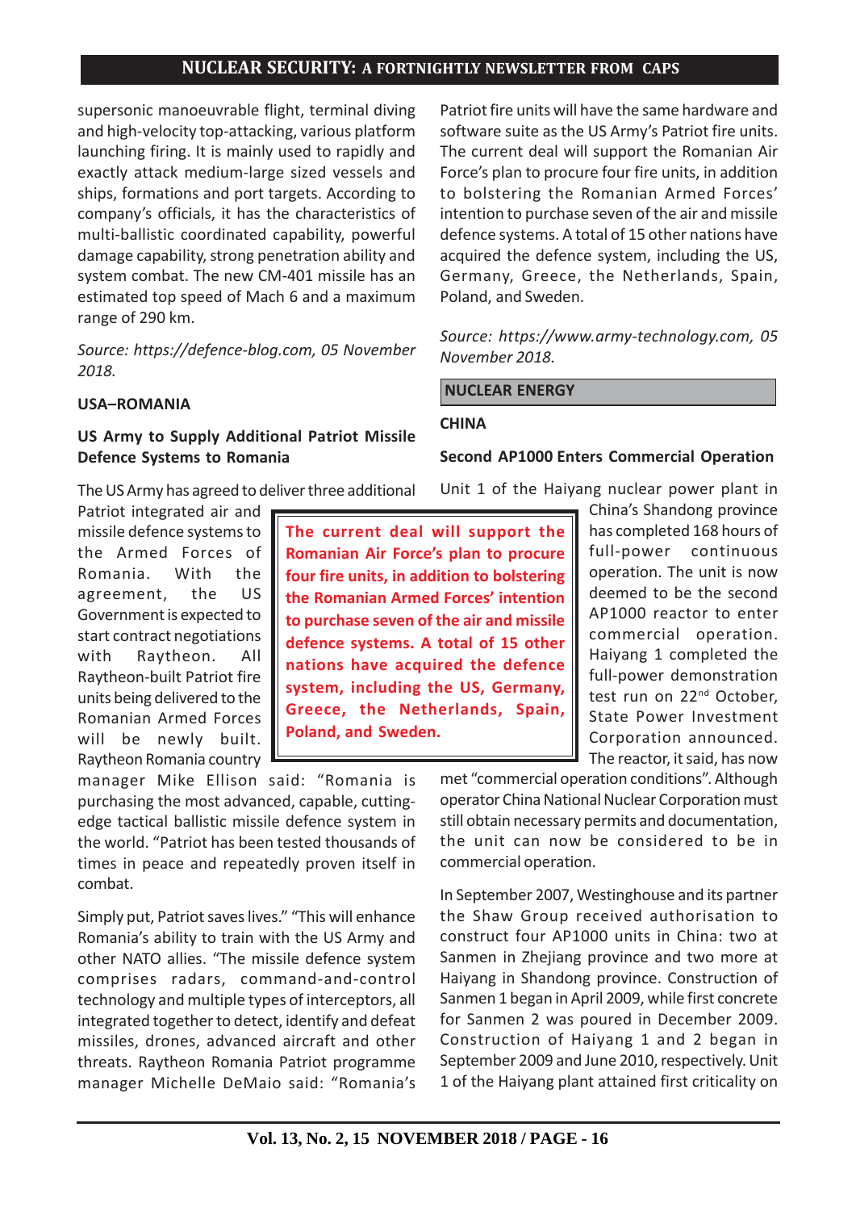supersonic manoeuvrable flight, terminal diving and high-velocity top-attacking, various platform launching firing. It is mainly used to rapidly and exactly attack medium-large sized vessels and ships, formations and port targets. According to company's officials, it has the characteristics of multi-ballistic coordinated capability, powerful damage capability, strong penetration ability and system combat. The new CM-401 missile has an estimated top speed of Mach 6 and a maximum range of 290 km.

*Source: https://defence-blog.com, 05 November 2018.*

**USA–ROMANIA**

**US Army to Supply Additional Patriot Missile Defence Systems to Romania**

The US Army has agreed to deliver three additional Patriot integrated air and missile defence systems to the Armed Forces of Romania. With the agreement, the US Government is expected to start contract negotiations with Raytheon. All Raytheon-built Patriot fire units being delivered to the Romanian Armed Forces will be newly built. Raytheon Romania country manager Mike Ellison said: "Romania is purchasing the most advanced, capable, cutting-edge tactical ballistic missile defence system in the world. "Patriot has been tested thousands of times in peace and repeatedly proven itself in combat.

Simply put, Patriot saves lives." "This will enhance Romania's ability to train with the US Army and other NATO allies. "The missile defence system comprises radars, command-and-control technology and multiple types of interceptors, all integrated together to detect, identify and defeat missiles, drones, advanced aircraft and other threats. Raytheon Romania Patriot programme manager Michelle DeMaio said: "Romania's Patriot fire units will have the same hardware and software suite as the US Army's Patriot fire units. The current deal will support the Romanian Air Force's plan to procure four fire units, in addition to bolstering the Romanian Armed Forces' intention to purchase seven of the air and missile defence systems. A total of 15 other nations have acquired the defence system, including the US, Germany, Greece, the Netherlands, Spain, Poland, and Sweden.

*Source: https://www.army-technology.com, 05 November 2018.*

## NUCLEAR ENERGY

**CHINA**

**Second AP1000 Enters Commercial Operation**

Unit 1 of the Haiyang nuclear power plant in China's Shandong province has completed 168 hours of full-power continuous operation. The unit is now deemed to be the second AP1000 reactor to enter commercial operation. Haiyang 1 completed the full-power demonstration test run on 22nd October, State Power Investment Corporation announced. The reactor, it said, has now met "commercial operation conditions". Although operator China National Nuclear Corporation must still obtain necessary permits and documentation, the unit can now be considered to be in commercial operation.

In September 2007, Westinghouse and its partner the Shaw Group received authorisation to construct four AP1000 units in China: two at Sanmen in Zhejiang province and two more at Haiyang in Shandong province. Construction of Sanmen 1 began in April 2009, while first concrete for Sanmen 2 was poured in December 2009. Construction of Haiyang 1 and 2 began in September 2009 and June 2010, respectively. Unit 1 of the Haiyang plant attained first criticality on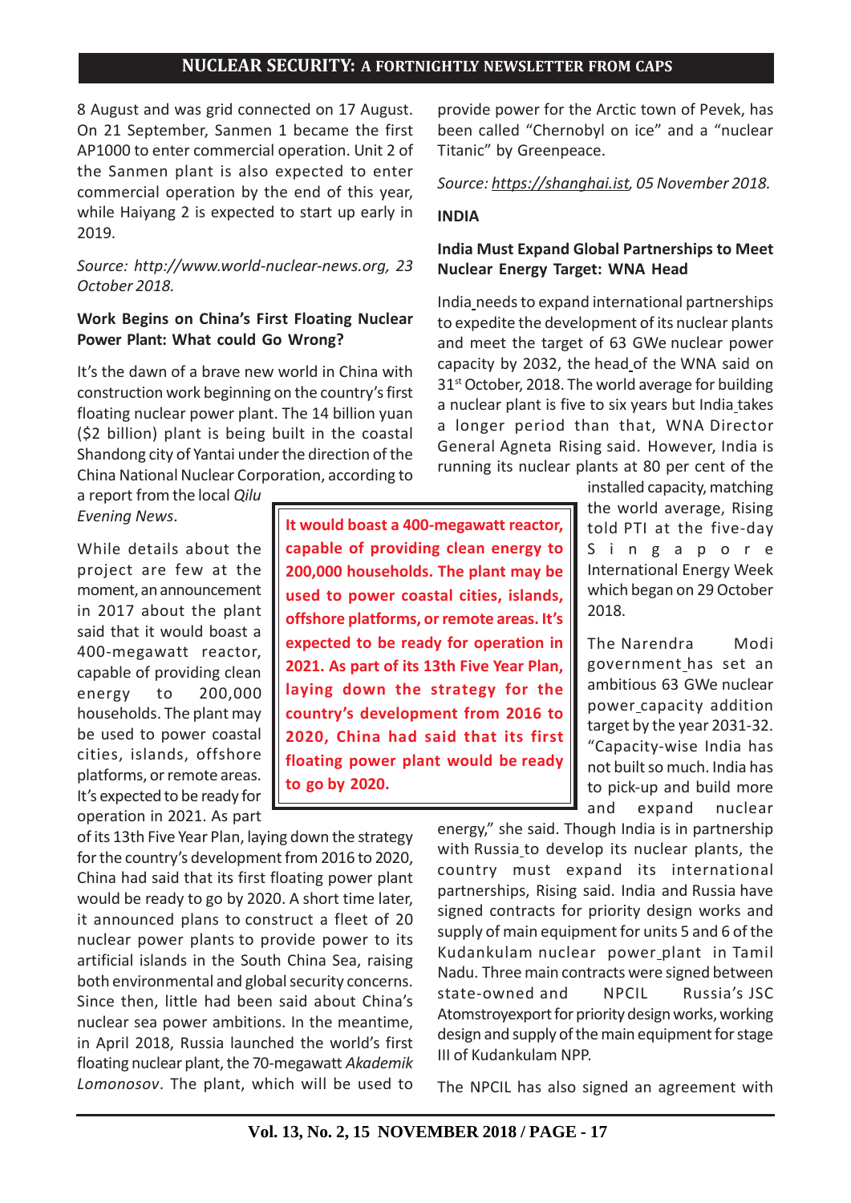8 August and was grid connected on 17 August. On 21 September, Sanmen 1 became the first AP1000 to enter commercial operation. Unit 2 of the Sanmen plant is also expected to enter commercial operation by the end of this year, while Haiyang 2 is expected to start up early in 2019.

*Source: http://www.world-nuclear-news.org, 23 October 2018.*

**Work Begins on China's First Floating Nuclear Power Plant: What could Go Wrong?**

It's the dawn of a brave new world in China with construction work beginning on the country's first floating nuclear power plant. The 14 billion yuan ($2 billion) plant is being built in the coastal Shandong city of Yantai under the direction of the China National Nuclear Corporation, according to a report from the local *Qilu Evening News*.

While details about the project are few at the moment, an announcement in 2017 about the plant said that it would boast a 400-megawatt reactor, capable of providing clean energy to 200,000 households. The plant may be used to power coastal cities, islands, offshore platforms, or remote areas. It's expected to be ready for operation in 2021. As part of its 13th Five Year Plan, laying down the strategy for the country's development from 2016 to 2020, China had said that its first floating power plant would be ready to go by 2020. A short time later, it announced plans to construct a fleet of 20 nuclear power plants to provide power to its artificial islands in the South China Sea, raising both environmental and global security concerns. Since then, little had been said about China's nuclear sea power ambitions. In the meantime, in April 2018, Russia launched the world's first floating nuclear plant, the 70-megawatt *Akademik Lomonosov*. The plant, which will be used to provide power for the Arctic town of Pevek, has been called "Chernobyl on ice" and a "nuclear Titanic" by Greenpeace.

*Source: https://shanghai.ist, 05 November 2018.*

## INDIA

**India Must Expand Global Partnerships to Meet Nuclear Energy Target: WNA Head**

India needs to expand international partnerships to expedite the development of its nuclear plants and meet the target of 63 GWe nuclear power capacity by 2032, the head of the WNA said on 31st October, 2018. The world average for building a nuclear plant is five to six years but India takes a longer period than that, WNA Director General Agneta Rising said. However, India is running its nuclear plants at 80 per cent of the installed capacity, matching the world average, Rising told PTI at the five-day Singapore International Energy Week which began on 29 October 2018.

The Narendra Modi government has set an ambitious 63 GWe nuclear power capacity addition target by the year 2031-32. "Capacity-wise India has not built so much. India has to pick-up and build more and expand nuclear energy," she said. Though India is in partnership with Russia to develop its nuclear plants, the country must expand its international partnerships, Rising said. India and Russia have signed contracts for priority design works and supply of main equipment for units 5 and 6 of the Kudankulam nuclear power plant in Tamil Nadu. Three main contracts were signed between state-owned and NPCIL Russia's JSC Atomstroyexport for priority design works, working design and supply of the main equipment for stage III of Kudankulam NPP.

The NPCIL has also signed an agreement with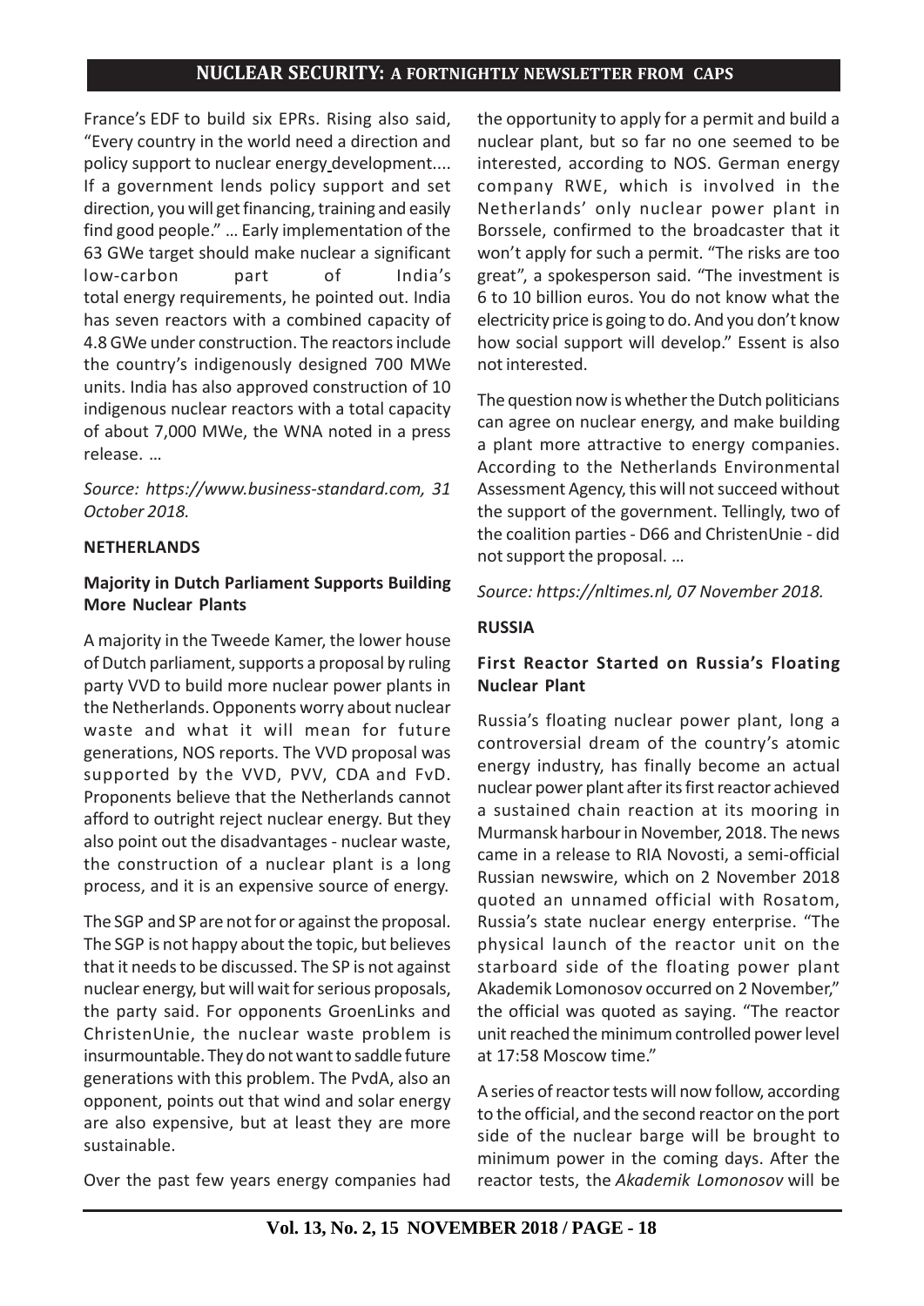France's EDF to build six EPRs. Rising also said, "Every country in the world need a direction and policy support to nuclear energy development.... If a government lends policy support and set direction, you will get financing, training and easily find good people." … Early implementation of the 63 GWe target should make nuclear a significant low-carbon part of India's total energy requirements, he pointed out. India has seven reactors with a combined capacity of 4.8 GWe under construction. The reactors include the country's indigenously designed 700 MWe units. India has also approved construction of 10 indigenous nuclear reactors with a total capacity of about 7,000 MWe, the WNA noted in a press release. …

*Source: https://www.business-standard.com, 31 October 2018.*

**NETHERLANDS**

**Majority in Dutch Parliament Supports Building More Nuclear Plants**

A majority in the Tweede Kamer, the lower house of Dutch parliament, supports a proposal by ruling party VVD to build more nuclear power plants in the Netherlands. Opponents worry about nuclear waste and what it will mean for future generations, NOS reports. The VVD proposal was supported by the VVD, PVV, CDA and FvD. Proponents believe that the Netherlands cannot afford to outright reject nuclear energy. But they also point out the disadvantages - nuclear waste, the construction of a nuclear plant is a long process, and it is an expensive source of energy.

The SGP and SP are not for or against the proposal. The SGP is not happy about the topic, but believes that it needs to be discussed. The SP is not against nuclear energy, but will wait for serious proposals, the party said. For opponents GroenLinks and ChristenUnie, the nuclear waste problem is insurmountable. They do not want to saddle future generations with this problem. The PvdA, also an opponent, points out that wind and solar energy are also expensive, but at least they are more sustainable.

Over the past few years energy companies had the opportunity to apply for a permit and build a nuclear plant, but so far no one seemed to be interested, according to NOS. German energy company RWE, which is involved in the Netherlands' only nuclear power plant in Borssele, confirmed to the broadcaster that it won't apply for such a permit. "The risks are too great", a spokesperson said. "The investment is 6 to 10 billion euros. You do not know what the electricity price is going to do. And you don't know how social support will develop." Essent is also not interested.

The question now is whether the Dutch politicians can agree on nuclear energy, and make building a plant more attractive to energy companies. According to the Netherlands Environmental Assessment Agency, this will not succeed without the support of the government. Tellingly, two of the coalition parties - D66 and ChristenUnie - did not support the proposal. …

*Source: https://nltimes.nl, 07 November 2018.*

**RUSSIA**

**First Reactor Started on Russia's Floating Nuclear Plant**

Russia's floating nuclear power plant, long a controversial dream of the country's atomic energy industry, has finally become an actual nuclear power plant after its first reactor achieved a sustained chain reaction at its mooring in Murmansk harbour in November, 2018. The news came in a release to RIA Novosti, a semi-official Russian newswire, which on 2 November 2018 quoted an unnamed official with Rosatom, Russia's state nuclear energy enterprise. "The physical launch of the reactor unit on the starboard side of the floating power plant Akademik Lomonosov occurred on 2 November," the official was quoted as saying. "The reactor unit reached the minimum controlled power level at 17:58 Moscow time."

A series of reactor tests will now follow, according to the official, and the second reactor on the port side of the nuclear barge will be brought to minimum power in the coming days. After the reactor tests, the *Akademik Lomonosov* will be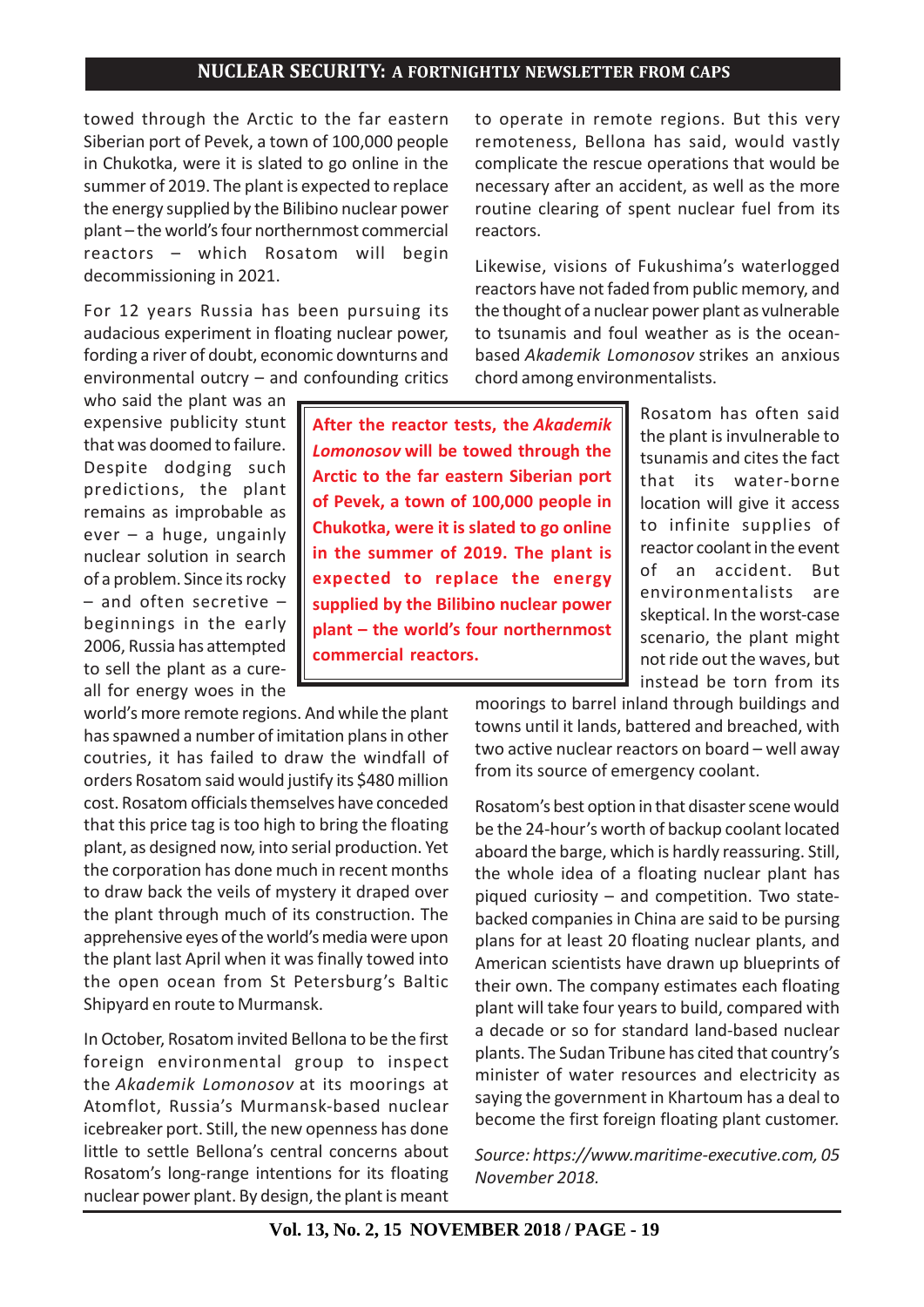towed through the Arctic to the far eastern Siberian port of Pevek, a town of 100,000 people in Chukotka, were it is slated to go online in the summer of 2019. The plant is expected to replace the energy supplied by the Bilibino nuclear power plant – the world's four northernmost commercial reactors – which Rosatom will begin decommissioning in 2021.

For 12 years Russia has been pursuing its audacious experiment in floating nuclear power, fording a river of doubt, economic downturns and environmental outcry – and confounding critics who said the plant was an expensive publicity stunt that was doomed to failure. Despite dodging such predictions, the plant remains as improbable as ever – a huge, ungainly nuclear solution in search of a problem. Since its rocky – and often secretive – beginnings in the early 2006, Russia has attempted to sell the plant as a cure-all for energy woes in the world's more remote regions. And while the plant has spawned a number of imitation plans in other coutries, it has failed to draw the windfall of orders Rosatom said would justify its $480 million cost. Rosatom officials themselves have conceded that this price tag is too high to bring the floating plant, as designed now, into serial production. Yet the corporation has done much in recent months to draw back the veils of mystery it draped over the plant through much of its construction. The apprehensive eyes of the world's media were upon the plant last April when it was finally towed into the open ocean from St Petersburg's Baltic Shipyard en route to Murmansk.

**After the reactor tests, the *Akademik Lomonosov* will be towed through the Arctic to the far eastern Siberian port of Pevek, a town of 100,000 people in Chukotka, were it is slated to go online in the summer of 2019. The plant is expected to replace the energy supplied by the Bilibino nuclear power plant – the world's four northernmost commercial reactors.**

In October, Rosatom invited Bellona to be the first foreign environmental group to inspect the *Akademik Lomonosov* at its moorings at Atomflot, Russia's Murmansk-based nuclear icebreaker port. Still, the new openness has done little to settle Bellona's central concerns about Rosatom's long-range intentions for its floating nuclear power plant. By design, the plant is meant to operate in remote regions. But this very remoteness, Bellona has said, would vastly complicate the rescue operations that would be necessary after an accident, as well as the more routine clearing of spent nuclear fuel from its reactors.

Likewise, visions of Fukushima's waterlogged reactors have not faded from public memory, and the thought of a nuclear power plant as vulnerable to tsunamis and foul weather as is the ocean-based *Akademik Lomonosov* strikes an anxious chord among environmentalists.

Rosatom has often said the plant is invulnerable to tsunamis and cites the fact that its water-borne location will give it access to infinite supplies of reactor coolant in the event of an accident. But environmentalists are skeptical. In the worst-case scenario, the plant might not ride out the waves, but instead be torn from its moorings to barrel inland through buildings and towns until it lands, battered and breached, with two active nuclear reactors on board – well away from its source of emergency coolant.

Rosatom's best option in that disaster scene would be the 24-hour's worth of backup coolant located aboard the barge, which is hardly reassuring. Still, the whole idea of a floating nuclear plant has piqued curiosity – and competition. Two state-backed companies in China are said to be pursing plans for at least 20 floating nuclear plants, and American scientists have drawn up blueprints of their own. The company estimates each floating plant will take four years to build, compared with a decade or so for standard land-based nuclear plants. The Sudan Tribune has cited that country's minister of water resources and electricity as saying the government in Khartoum has a deal to become the first foreign floating plant customer.

*Source: https://www.maritime-executive.com, 05 November 2018.*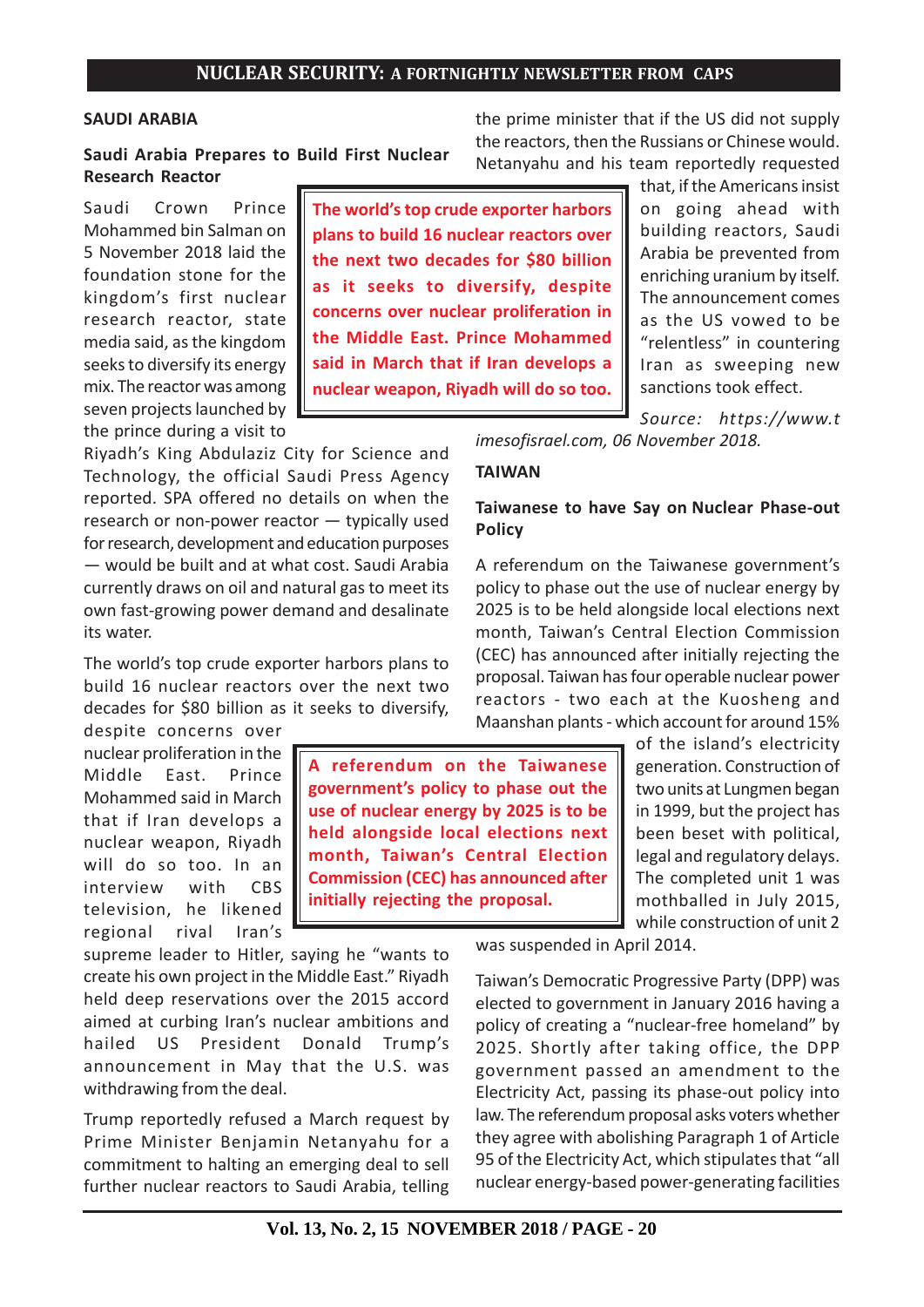## SAUDI ARABIA

### Saudi Arabia Prepares to Build First Nuclear Research Reactor

Saudi Crown Prince Mohammed bin Salman on 5 November 2018 laid the foundation stone for the kingdom's first nuclear research reactor, state media said, as the kingdom seeks to diversify its energy mix. The reactor was among seven projects launched by the prince during a visit to Riyadh's King Abdulaziz City for Science and Technology, the official Saudi Press Agency reported. SPA offered no details on when the research or non-power reactor — typically used for research, development and education purposes — would be built and at what cost. Saudi Arabia currently draws on oil and natural gas to meet its own fast-growing power demand and desalinate its water.

> **The world's top crude exporter harbors plans to build 16 nuclear reactors over the next two decades for $80 billion as it seeks to diversify, despite concerns over nuclear proliferation in the Middle East. Prince Mohammed said in March that if Iran develops a nuclear weapon, Riyadh will do so too.**

The world's top crude exporter harbors plans to build 16 nuclear reactors over the next two decades for $80 billion as it seeks to diversify, despite concerns over nuclear proliferation in the Middle East. Prince Mohammed said in March that if Iran develops a nuclear weapon, Riyadh will do so too. In an interview with CBS television, he likened regional rival Iran's supreme leader to Hitler, saying he "wants to create his own project in the Middle East." Riyadh held deep reservations over the 2015 accord aimed at curbing Iran's nuclear ambitions and hailed US President Donald Trump's announcement in May that the U.S. was withdrawing from the deal.

Trump reportedly refused a March request by Prime Minister Benjamin Netanyahu for a commitment to halting an emerging deal to sell further nuclear reactors to Saudi Arabia, telling the prime minister that if the US did not supply the reactors, then the Russians or Chinese would. Netanyahu and his team reportedly requested that, if the Americans insist on going ahead with building reactors, Saudi Arabia be prevented from enriching uranium by itself. The announcement comes as the US vowed to be "relentless" in countering Iran as sweeping new sanctions took effect.

*Source: https://www.timesofisrael.com, 06 November 2018.*

## TAIWAN

### Taiwanese to have Say on Nuclear Phase-out Policy

A referendum on the Taiwanese government's policy to phase out the use of nuclear energy by 2025 is to be held alongside local elections next month, Taiwan's Central Election Commission (CEC) has announced after initially rejecting the proposal. Taiwan has four operable nuclear power reactors - two each at the Kuosheng and Maanshan plants - which account for around 15% of the island's electricity generation. Construction of two units at Lungmen began in 1999, but the project has been beset with political, legal and regulatory delays. The completed unit 1 was mothballed in July 2015, while construction of unit 2 was suspended in April 2014.

> **A referendum on the Taiwanese government's policy to phase out the use of nuclear energy by 2025 is to be held alongside local elections next month, Taiwan's Central Election Commission (CEC) has announced after initially rejecting the proposal.**

Taiwan's Democratic Progressive Party (DPP) was elected to government in January 2016 having a policy of creating a "nuclear-free homeland" by 2025. Shortly after taking office, the DPP government passed an amendment to the Electricity Act, passing its phase-out policy into law. The referendum proposal asks voters whether they agree with abolishing Paragraph 1 of Article 95 of the Electricity Act, which stipulates that "all nuclear energy-based power-generating facilities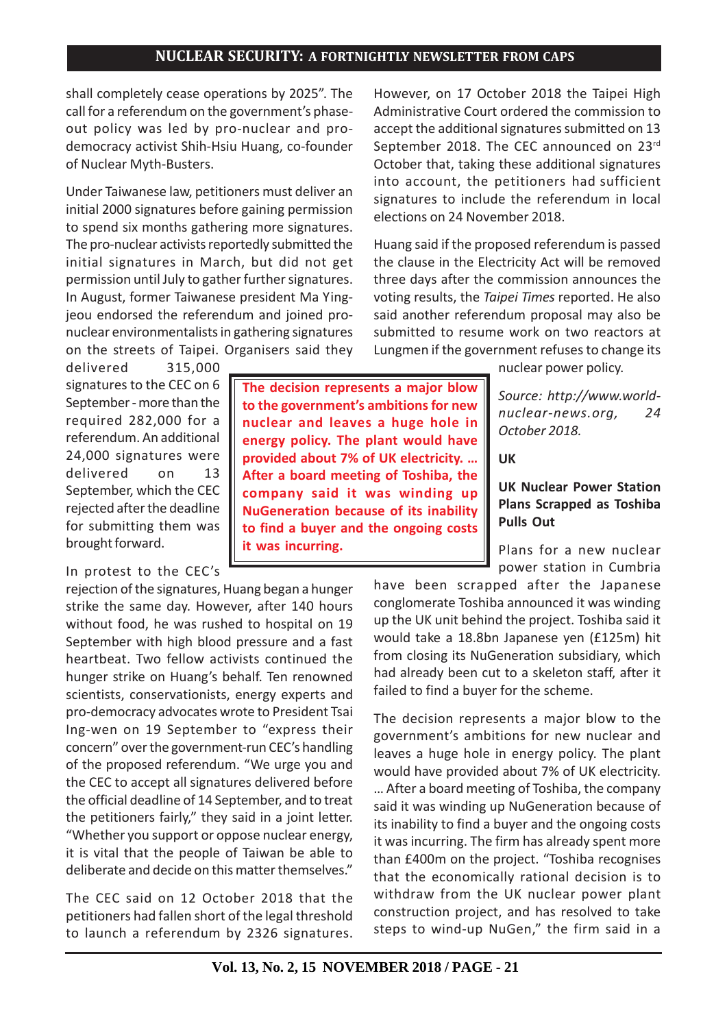shall completely cease operations by 2025". The call for a referendum on the government's phase-out policy was led by pro-nuclear and pro-democracy activist Shih-Hsiu Huang, co-founder of Nuclear Myth-Busters.

Under Taiwanese law, petitioners must deliver an initial 2000 signatures before gaining permission to spend six months gathering more signatures. The pro-nuclear activists reportedly submitted the initial signatures in March, but did not get permission until July to gather further signatures. In August, former Taiwanese president Ma Ying-jeou endorsed the referendum and joined pro-nuclear environmentalists in gathering signatures on the streets of Taipei. Organisers said they delivered 315,000 signatures to the CEC on 6 September - more than the required 282,000 for a referendum. An additional 24,000 signatures were delivered on 13 September, which the CEC rejected after the deadline for submitting them was brought forward.

In protest to the CEC's rejection of the signatures, Huang began a hunger strike the same day. However, after 140 hours without food, he was rushed to hospital on 19 September with high blood pressure and a fast heartbeat. Two fellow activists continued the hunger strike on Huang's behalf. Ten renowned scientists, conservationists, energy experts and pro-democracy advocates wrote to President Tsai Ing-wen on 19 September to "express their concern" over the government-run CEC's handling of the proposed referendum. "We urge you and the CEC to accept all signatures delivered before the official deadline of 14 September, and to treat the petitioners fairly," they said in a joint letter. "Whether you support or oppose nuclear energy, it is vital that the people of Taiwan be able to deliberate and decide on this matter themselves."

The CEC said on 12 October 2018 that the petitioners had fallen short of the legal threshold to launch a referendum by 2326 signatures. However, on 17 October 2018 the Taipei High Administrative Court ordered the commission to accept the additional signatures submitted on 13 September 2018. The CEC announced on 23rd October that, taking these additional signatures into account, the petitioners had sufficient signatures to include the referendum in local elections on 24 November 2018.

Huang said if the proposed referendum is passed the clause in the Electricity Act will be removed three days after the commission announces the voting results, the *Taipei Times* reported. He also said another referendum proposal may also be submitted to resume work on two reactors at Lungmen if the government refuses to change its nuclear power policy.

*Source: http://www.world-nuclear-news.org, 24 October 2018.*

**UK**

**UK Nuclear Power Station Plans Scrapped as Toshiba Pulls Out**

Plans for a new nuclear power station in Cumbria have been scrapped after the Japanese conglomerate Toshiba announced it was winding up the UK unit behind the project. Toshiba said it would take a 18.8bn Japanese yen (£125m) hit from closing its NuGeneration subsidiary, which had already been cut to a skeleton staff, after it failed to find a buyer for the scheme.

**The decision represents a major blow to the government's ambitions for new nuclear and leaves a huge hole in energy policy. The plant would have provided about 7% of UK electricity. … After a board meeting of Toshiba, the company said it was winding up NuGeneration because of its inability to find a buyer and the ongoing costs it was incurring.**

The decision represents a major blow to the government's ambitions for new nuclear and leaves a huge hole in energy policy. The plant would have provided about 7% of UK electricity. … After a board meeting of Toshiba, the company said it was winding up NuGeneration because of its inability to find a buyer and the ongoing costs it was incurring. The firm has already spent more than £400m on the project. "Toshiba recognises that the economically rational decision is to withdraw from the UK nuclear power plant construction project, and has resolved to take steps to wind-up NuGen," the firm said in a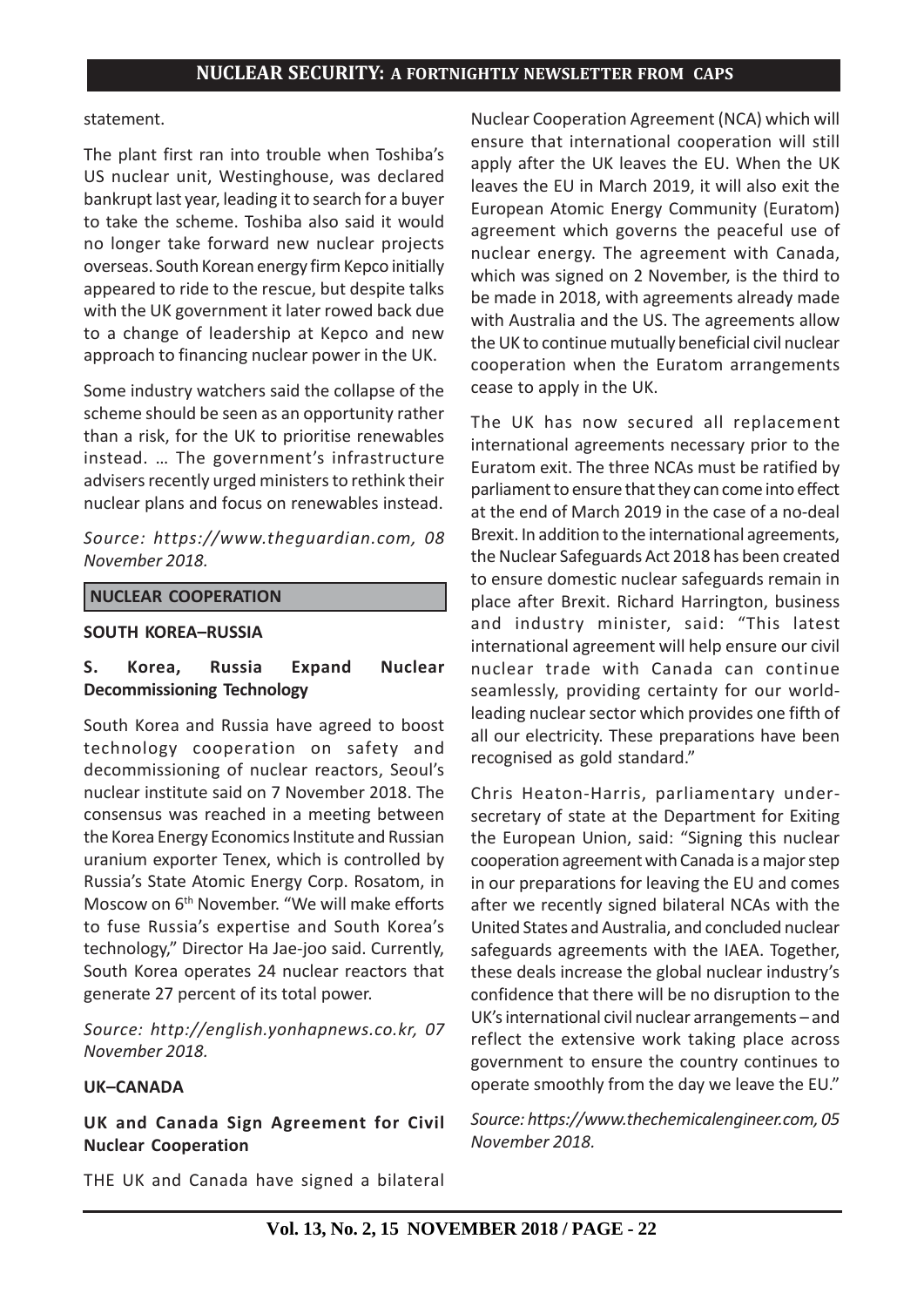statement.

The plant first ran into trouble when Toshiba's US nuclear unit, Westinghouse, was declared bankrupt last year, leading it to search for a buyer to take the scheme. Toshiba also said it would no longer take forward new nuclear projects overseas. South Korean energy firm Kepco initially appeared to ride to the rescue, but despite talks with the UK government it later rowed back due to a change of leadership at Kepco and new approach to financing nuclear power in the UK.

Some industry watchers said the collapse of the scheme should be seen as an opportunity rather than a risk, for the UK to prioritise renewables instead. … The government's infrastructure advisers recently urged ministers to rethink their nuclear plans and focus on renewables instead.

*Source: https://www.theguardian.com, 08 November 2018.*

## NUCLEAR COOPERATION

### SOUTH KOREA–RUSSIA

**S. Korea, Russia Expand Nuclear Decommissioning Technology**

South Korea and Russia have agreed to boost technology cooperation on safety and decommissioning of nuclear reactors, Seoul's nuclear institute said on 7 November 2018. The consensus was reached in a meeting between the Korea Energy Economics Institute and Russian uranium exporter Tenex, which is controlled by Russia's State Atomic Energy Corp. Rosatom, in Moscow on 6th November. "We will make efforts to fuse Russia's expertise and South Korea's technology," Director Ha Jae-joo said. Currently, South Korea operates 24 nuclear reactors that generate 27 percent of its total power.

*Source: http://english.yonhapnews.co.kr, 07 November 2018.*

### UK–CANADA

**UK and Canada Sign Agreement for Civil Nuclear Cooperation**

THE UK and Canada have signed a bilateral Nuclear Cooperation Agreement (NCA) which will ensure that international cooperation will still apply after the UK leaves the EU. When the UK leaves the EU in March 2019, it will also exit the European Atomic Energy Community (Euratom) agreement which governs the peaceful use of nuclear energy. The agreement with Canada, which was signed on 2 November, is the third to be made in 2018, with agreements already made with Australia and the US. The agreements allow the UK to continue mutually beneficial civil nuclear cooperation when the Euratom arrangements cease to apply in the UK.

The UK has now secured all replacement international agreements necessary prior to the Euratom exit. The three NCAs must be ratified by parliament to ensure that they can come into effect at the end of March 2019 in the case of a no-deal Brexit. In addition to the international agreements, the Nuclear Safeguards Act 2018 has been created to ensure domestic nuclear safeguards remain in place after Brexit. Richard Harrington, business and industry minister, said: "This latest international agreement will help ensure our civil nuclear trade with Canada can continue seamlessly, providing certainty for our world-leading nuclear sector which provides one fifth of all our electricity. These preparations have been recognised as gold standard."

Chris Heaton-Harris, parliamentary under-secretary of state at the Department for Exiting the European Union, said: "Signing this nuclear cooperation agreement with Canada is a major step in our preparations for leaving the EU and comes after we recently signed bilateral NCAs with the United States and Australia, and concluded nuclear safeguards agreements with the IAEA. Together, these deals increase the global nuclear industry's confidence that there will be no disruption to the UK's international civil nuclear arrangements – and reflect the extensive work taking place across government to ensure the country continues to operate smoothly from the day we leave the EU."

*Source: https://www.thechemicalengineer.com, 05 November 2018.*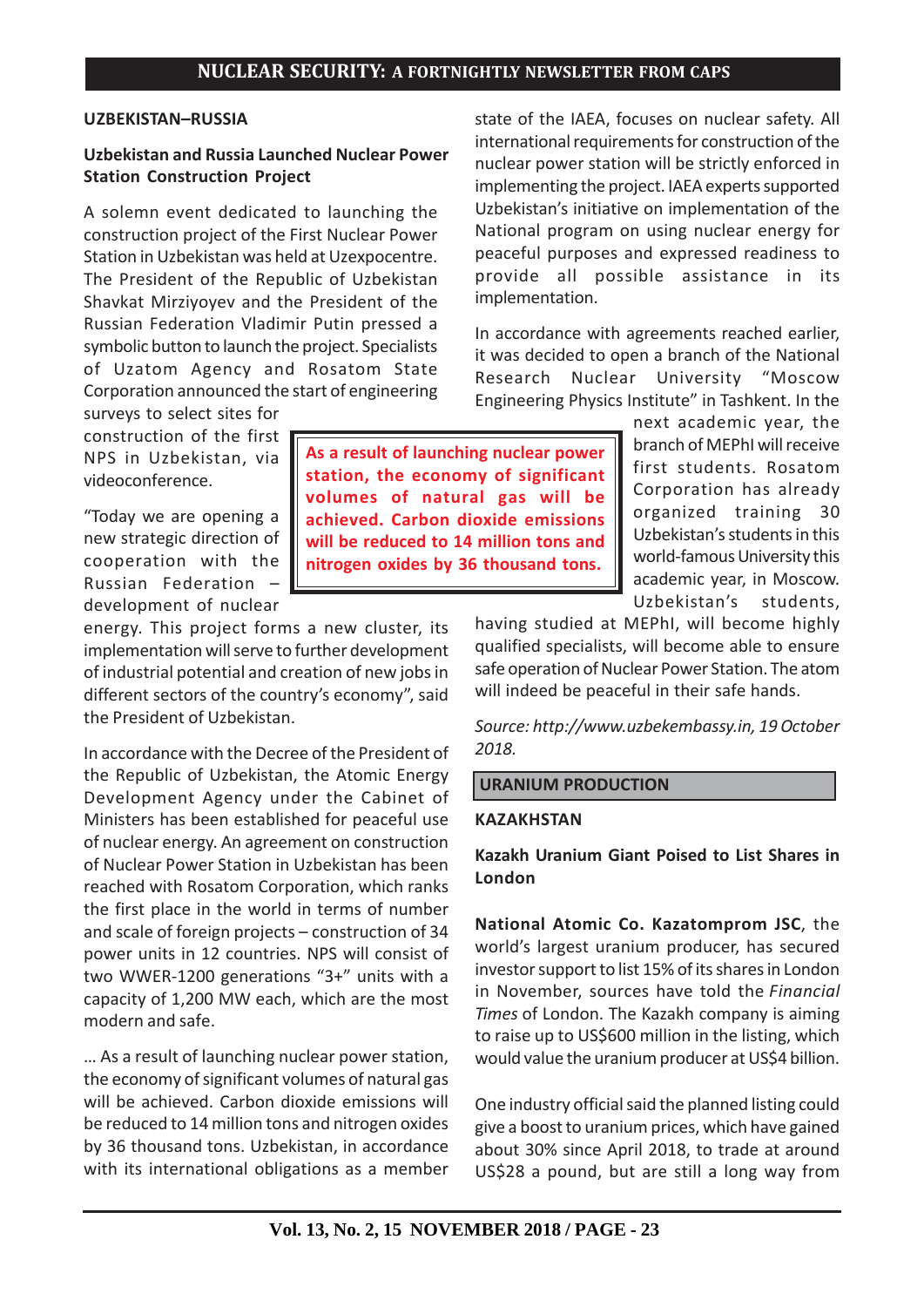## UZBEKISTAN–RUSSIA

### Uzbekistan and Russia Launched Nuclear Power Station Construction Project

A solemn event dedicated to launching the construction project of the First Nuclear Power Station in Uzbekistan was held at Uzexpocentre. The President of the Republic of Uzbekistan Shavkat Mirziyoyev and the President of the Russian Federation Vladimir Putin pressed a symbolic button to launch the project. Specialists of Uzatom Agency and Rosatom State Corporation announced the start of engineering surveys to select sites for construction of the first NPS in Uzbekistan, via videoconference.

"Today we are opening a new strategic direction of cooperation with the Russian Federation – development of nuclear energy. This project forms a new cluster, its implementation will serve to further development of industrial potential and creation of new jobs in different sectors of the country's economy", said the President of Uzbekistan.

In accordance with the Decree of the President of the Republic of Uzbekistan, the Atomic Energy Development Agency under the Cabinet of Ministers has been established for peaceful use of nuclear energy. An agreement on construction of Nuclear Power Station in Uzbekistan has been reached with Rosatom Corporation, which ranks the first place in the world in terms of number and scale of foreign projects – construction of 34 power units in 12 countries. NPS will consist of two WWER-1200 generations "3+" units with a capacity of 1,200 MW each, which are the most modern and safe.

... As a result of launching nuclear power station, the economy of significant volumes of natural gas will be achieved. Carbon dioxide emissions will be reduced to 14 million tons and nitrogen oxides by 36 thousand tons. Uzbekistan, in accordance with its international obligations as a member state of the IAEA, focuses on nuclear safety. All international requirements for construction of the nuclear power station will be strictly enforced in implementing the project. IAEA experts supported Uzbekistan's initiative on implementation of the National program on using nuclear energy for peaceful purposes and expressed readiness to provide all possible assistance in its implementation.

> **As a result of launching nuclear power station, the economy of significant volumes of natural gas will be achieved. Carbon dioxide emissions will be reduced to 14 million tons and nitrogen oxides by 36 thousand tons.**

In accordance with agreements reached earlier, it was decided to open a branch of the National Research Nuclear University "Moscow Engineering Physics Institute" in Tashkent. In the next academic year, the branch of MEPhI will receive first students. Rosatom Corporation has already organized training 30 Uzbekistan's students in this world-famous University this academic year, in Moscow. Uzbekistan's students, having studied at MEPhI, will become highly qualified specialists, will become able to ensure safe operation of Nuclear Power Station. The atom will indeed be peaceful in their safe hands.

*Source: http://www.uzbekembassy.in, 19 October 2018.*

## URANIUM PRODUCTION

## KAZAKHSTAN

### Kazakh Uranium Giant Poised to List Shares in London

**National Atomic Co. Kazatomprom JSC**, the world's largest uranium producer, has secured investor support to list 15% of its shares in London in November, sources have told the *Financial Times* of London. The Kazakh company is aiming to raise up to US$600 million in the listing, which would value the uranium producer at US$4 billion.

One industry official said the planned listing could give a boost to uranium prices, which have gained about 30% since April 2018, to trade at around US$28 a pound, but are still a long way from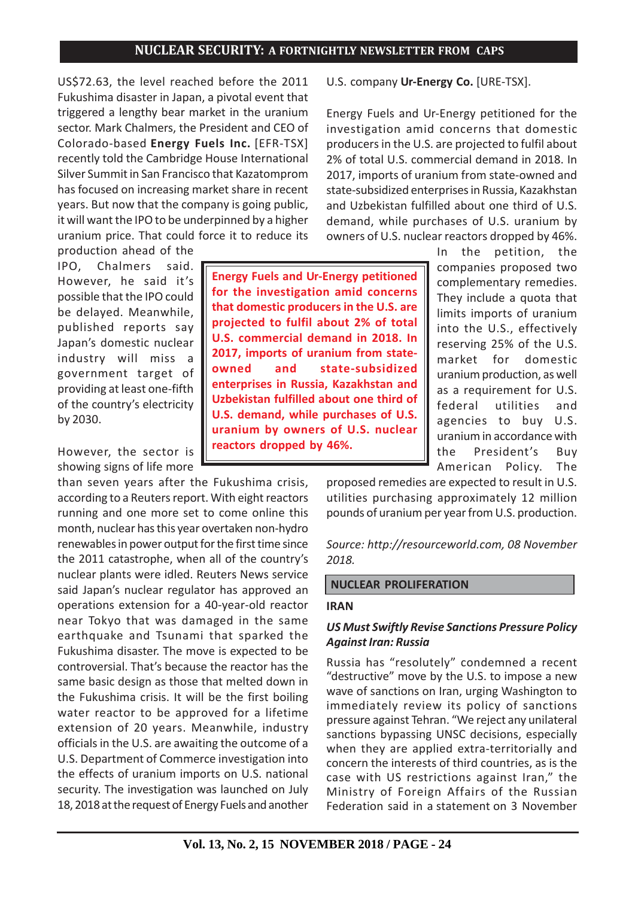US$72.63, the level reached before the 2011 Fukushima disaster in Japan, a pivotal event that triggered a lengthy bear market in the uranium sector. Mark Chalmers, the President and CEO of Colorado-based **Energy Fuels Inc.** [EFR-TSX] recently told the Cambridge House International Silver Summit in San Francisco that Kazatomprom has focused on increasing market share in recent years. But now that the company is going public, it will want the IPO to be underpinned by a higher uranium price. That could force it to reduce its production ahead of the IPO, Chalmers said. However, he said it's possible that the IPO could be delayed. Meanwhile, published reports say Japan's domestic nuclear industry will miss a government target of providing at least one-fifth of the country's electricity by 2030.

However, the sector is showing signs of life more than seven years after the Fukushima crisis, according to a Reuters report. With eight reactors running and one more set to come online this month, nuclear has this year overtaken non-hydro renewables in power output for the first time since the 2011 catastrophe, when all of the country's nuclear plants were idled. Reuters News service said Japan's nuclear regulator has approved an operations extension for a 40-year-old reactor near Tokyo that was damaged in the same earthquake and Tsunami that sparked the Fukushima disaster. The move is expected to be controversial. That's because the reactor has the same basic design as those that melted down in the Fukushima crisis. It will be the first boiling water reactor to be approved for a lifetime extension of 20 years. Meanwhile, industry officials in the U.S. are awaiting the outcome of a U.S. Department of Commerce investigation into the effects of uranium imports on U.S. national security. The investigation was launched on July 18, 2018 at the request of Energy Fuels and another U.S. company **Ur-Energy Co.** [URE-TSX].

Energy Fuels and Ur-Energy petitioned for the investigation amid concerns that domestic producers in the U.S. are projected to fulfil about 2% of total U.S. commercial demand in 2018. In 2017, imports of uranium from state-owned and state-subsidized enterprises in Russia, Kazakhstan and Uzbekistan fulfilled about one third of U.S. demand, while purchases of U.S. uranium by owners of U.S. nuclear reactors dropped by 46%.

> **Energy Fuels and Ur-Energy petitioned for the investigation amid concerns that domestic producers in the U.S. are projected to fulfil about 2% of total U.S. commercial demand in 2018. In 2017, imports of uranium from state-owned and state-subsidized enterprises in Russia, Kazakhstan and Uzbekistan fulfilled about one third of U.S. demand, while purchases of U.S. uranium by owners of U.S. nuclear reactors dropped by 46%.**

In the petition, the companies proposed two complementary remedies. They include a quota that limits imports of uranium into the U.S., effectively reserving 25% of the U.S. market for domestic uranium production, as well as a requirement for U.S. federal utilities and agencies to buy U.S. uranium in accordance with the President's Buy American Policy. The proposed remedies are expected to result in U.S. utilities purchasing approximately 12 million pounds of uranium per year from U.S. production.

*Source: http://resourceworld.com, 08 November 2018.*

## NUCLEAR PROLIFERATION

### IRAN

#### *US Must Swiftly Revise Sanctions Pressure Policy Against Iran: Russia*

Russia has "resolutely" condemned a recent "destructive" move by the U.S. to impose a new wave of sanctions on Iran, urging Washington to immediately review its policy of sanctions pressure against Tehran. "We reject any unilateral sanctions bypassing UNSC decisions, especially when they are applied extra-territorially and concern the interests of third countries, as is the case with US restrictions against Iran," the Ministry of Foreign Affairs of the Russian Federation said in a statement on 3 November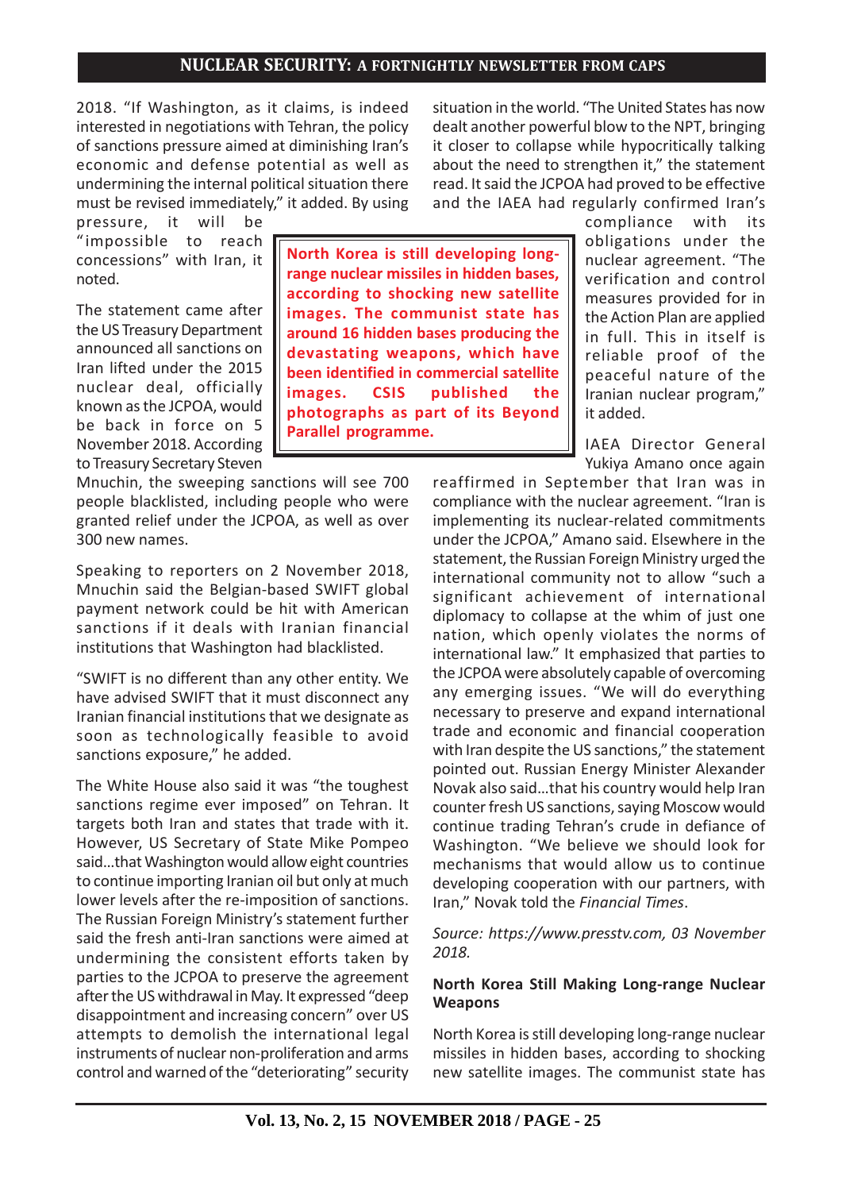2018. "If Washington, as it claims, is indeed interested in negotiations with Tehran, the policy of sanctions pressure aimed at diminishing Iran's economic and defense potential as well as undermining the internal political situation there must be revised immediately," it added. By using pressure, it will be "impossible to reach concessions" with Iran, it noted.

> **North Korea is still developing long-range nuclear missiles in hidden bases, according to shocking new satellite images. The communist state has around 16 hidden bases producing the devastating weapons, which have been identified in commercial satellite images. CSIS published the photographs as part of its Beyond Parallel programme.**

The statement came after the US Treasury Department announced all sanctions on Iran lifted under the 2015 nuclear deal, officially known as the JCPOA, would be back in force on 5 November 2018. According to Treasury Secretary Steven Mnuchin, the sweeping sanctions will see 700 people blacklisted, including people who were granted relief under the JCPOA, as well as over 300 new names.

Speaking to reporters on 2 November 2018, Mnuchin said the Belgian-based SWIFT global payment network could be hit with American sanctions if it deals with Iranian financial institutions that Washington had blacklisted.

"SWIFT is no different than any other entity. We have advised SWIFT that it must disconnect any Iranian financial institutions that we designate as soon as technologically feasible to avoid sanctions exposure," he added.

The White House also said it was "the toughest sanctions regime ever imposed" on Tehran. It targets both Iran and states that trade with it. However, US Secretary of State Mike Pompeo said...that Washington would allow eight countries to continue importing Iranian oil but only at much lower levels after the re-imposition of sanctions. The Russian Foreign Ministry's statement further said the fresh anti-Iran sanctions were aimed at undermining the consistent efforts taken by parties to the JCPOA to preserve the agreement after the US withdrawal in May. It expressed "deep disappointment and increasing concern" over US attempts to demolish the international legal instruments of nuclear non-proliferation and arms control and warned of the "deteriorating" security situation in the world. "The United States has now dealt another powerful blow to the NPT, bringing it closer to collapse while hypocritically talking about the need to strengthen it," the statement read. It said the JCPOA had proved to be effective and the IAEA had regularly confirmed Iran's compliance with its obligations under the nuclear agreement. "The verification and control measures provided for in the Action Plan are applied in full. This in itself is reliable proof of the peaceful nature of the Iranian nuclear program," it added.

IAEA Director General Yukiya Amano once again reaffirmed in September that Iran was in compliance with the nuclear agreement. "Iran is implementing its nuclear-related commitments under the JCPOA," Amano said. Elsewhere in the statement, the Russian Foreign Ministry urged the international community not to allow "such a significant achievement of international diplomacy to collapse at the whim of just one nation, which openly violates the norms of international law." It emphasized that parties to the JCPOA were absolutely capable of overcoming any emerging issues. "We will do everything necessary to preserve and expand international trade and economic and financial cooperation with Iran despite the US sanctions," the statement pointed out. Russian Energy Minister Alexander Novak also said...that his country would help Iran counter fresh US sanctions, saying Moscow would continue trading Tehran's crude in defiance of Washington. "We believe we should look for mechanisms that would allow us to continue developing cooperation with our partners, with Iran," Novak told the *Financial Times*.

*Source: https://www.presstv.com, 03 November 2018.*

### North Korea Still Making Long-range Nuclear Weapons

North Korea is still developing long-range nuclear missiles in hidden bases, according to shocking new satellite images. The communist state has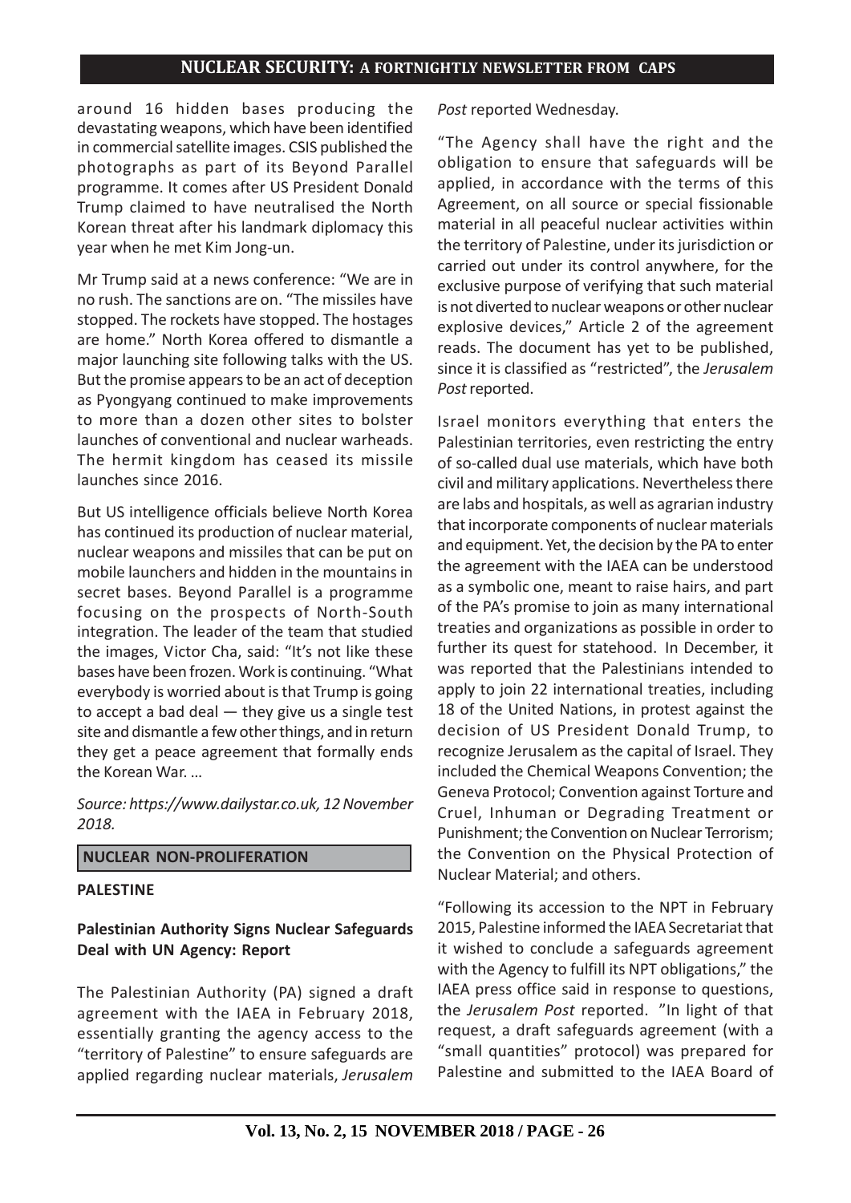around 16 hidden bases producing the devastating weapons, which have been identified in commercial satellite images. CSIS published the photographs as part of its Beyond Parallel programme. It comes after US President Donald Trump claimed to have neutralised the North Korean threat after his landmark diplomacy this year when he met Kim Jong-un.

Mr Trump said at a news conference: "We are in no rush. The sanctions are on. "The missiles have stopped. The rockets have stopped. The hostages are home." North Korea offered to dismantle a major launching site following talks with the US. But the promise appears to be an act of deception as Pyongyang continued to make improvements to more than a dozen other sites to bolster launches of conventional and nuclear warheads. The hermit kingdom has ceased its missile launches since 2016.

But US intelligence officials believe North Korea has continued its production of nuclear material, nuclear weapons and missiles that can be put on mobile launchers and hidden in the mountains in secret bases. Beyond Parallel is a programme focusing on the prospects of North-South integration. The leader of the team that studied the images, Victor Cha, said: "It's not like these bases have been frozen. Work is continuing. "What everybody is worried about is that Trump is going to accept a bad deal — they give us a single test site and dismantle a few other things, and in return they get a peace agreement that formally ends the Korean War. …

*Source: https://www.dailystar.co.uk, 12 November 2018.*

## NUCLEAR NON-PROLIFERATION

### PALESTINE

### Palestinian Authority Signs Nuclear Safeguards Deal with UN Agency: Report

The Palestinian Authority (PA) signed a draft agreement with the IAEA in February 2018, essentially granting the agency access to the "territory of Palestine" to ensure safeguards are applied regarding nuclear materials, *Jerusalem Post* reported Wednesday.

"The Agency shall have the right and the obligation to ensure that safeguards will be applied, in accordance with the terms of this Agreement, on all source or special fissionable material in all peaceful nuclear activities within the territory of Palestine, under its jurisdiction or carried out under its control anywhere, for the exclusive purpose of verifying that such material is not diverted to nuclear weapons or other nuclear explosive devices," Article 2 of the agreement reads. The document has yet to be published, since it is classified as "restricted", the *Jerusalem Post* reported.

Israel monitors everything that enters the Palestinian territories, even restricting the entry of so-called dual use materials, which have both civil and military applications. Nevertheless there are labs and hospitals, as well as agrarian industry that incorporate components of nuclear materials and equipment. Yet, the decision by the PA to enter the agreement with the IAEA can be understood as a symbolic one, meant to raise hairs, and part of the PA's promise to join as many international treaties and organizations as possible in order to further its quest for statehood. In December, it was reported that the Palestinians intended to apply to join 22 international treaties, including 18 of the United Nations, in protest against the decision of US President Donald Trump, to recognize Jerusalem as the capital of Israel. They included the Chemical Weapons Convention; the Geneva Protocol; Convention against Torture and Cruel, Inhuman or Degrading Treatment or Punishment; the Convention on Nuclear Terrorism; the Convention on the Physical Protection of Nuclear Material; and others.

"Following its accession to the NPT in February 2015, Palestine informed the IAEA Secretariat that it wished to conclude a safeguards agreement with the Agency to fulfill its NPT obligations," the IAEA press office said in response to questions, the *Jerusalem Post* reported. "In light of that request, a draft safeguards agreement (with a "small quantities" protocol) was prepared for Palestine and submitted to the IAEA Board of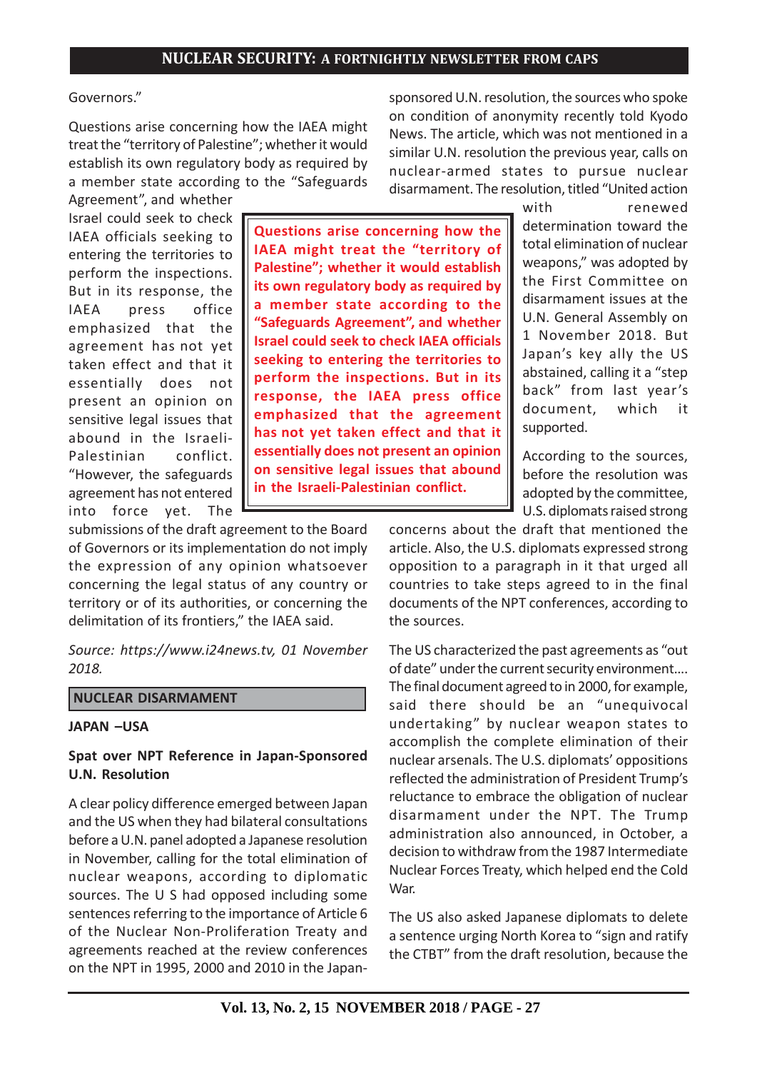Governors."

Questions arise concerning how the IAEA might treat the "territory of Palestine"; whether it would establish its own regulatory body as required by a member state according to the "Safeguards Agreement", and whether Israel could seek to check IAEA officials seeking to entering the territories to perform the inspections. But in its response, the IAEA press office emphasized that the agreement has not yet taken effect and that it essentially does not present an opinion on sensitive legal issues that abound in the Israeli-Palestinian conflict. "However, the safeguards agreement has not entered into force yet. The submissions of the draft agreement to the Board of Governors or its implementation do not imply the expression of any opinion whatsoever concerning the legal status of any country or territory or of its authorities, or concerning the delimitation of its frontiers," the IAEA said.

> **Questions arise concerning how the IAEA might treat the "territory of Palestine"; whether it would establish its own regulatory body as required by a member state according to the "Safeguards Agreement", and whether Israel could seek to check IAEA officials seeking to entering the territories to perform the inspections. But in its response, the IAEA press office emphasized that the agreement has not yet taken effect and that it essentially does not present an opinion on sensitive legal issues that abound in the Israeli-Palestinian conflict.**

*Source: https://www.i24news.tv, 01 November 2018.*

## NUCLEAR DISARMAMENT

**JAPAN –USA**

### Spat over NPT Reference in Japan-Sponsored U.N. Resolution

A clear policy difference emerged between Japan and the US when they had bilateral consultations before a U.N. panel adopted a Japanese resolution in November, calling for the total elimination of nuclear weapons, according to diplomatic sources. The U S had opposed including some sentences referring to the importance of Article 6 of the Nuclear Non-Proliferation Treaty and agreements reached at the review conferences on the NPT in 1995, 2000 and 2010 in the Japan-sponsored U.N. resolution, the sources who spoke on condition of anonymity recently told Kyodo News. The article, which was not mentioned in a similar U.N. resolution the previous year, calls on nuclear-armed states to pursue nuclear disarmament. The resolution, titled "United action with renewed determination toward the total elimination of nuclear weapons," was adopted by the First Committee on disarmament issues at the U.N. General Assembly on 1 November 2018. But Japan's key ally the US abstained, calling it a "step back" from last year's document, which it supported.

According to the sources, before the resolution was adopted by the committee, U.S. diplomats raised strong concerns about the draft that mentioned the article. Also, the U.S. diplomats expressed strong opposition to a paragraph in it that urged all countries to take steps agreed to in the final documents of the NPT conferences, according to the sources.

The US characterized the past agreements as "out of date" under the current security environment.... The final document agreed to in 2000, for example, said there should be an "unequivocal undertaking" by nuclear weapon states to accomplish the complete elimination of their nuclear arsenals. The U.S. diplomats' oppositions reflected the administration of President Trump's reluctance to embrace the obligation of nuclear disarmament under the NPT. The Trump administration also announced, in October, a decision to withdraw from the 1987 Intermediate Nuclear Forces Treaty, which helped end the Cold War.

The US also asked Japanese diplomats to delete a sentence urging North Korea to "sign and ratify the CTBT" from the draft resolution, because the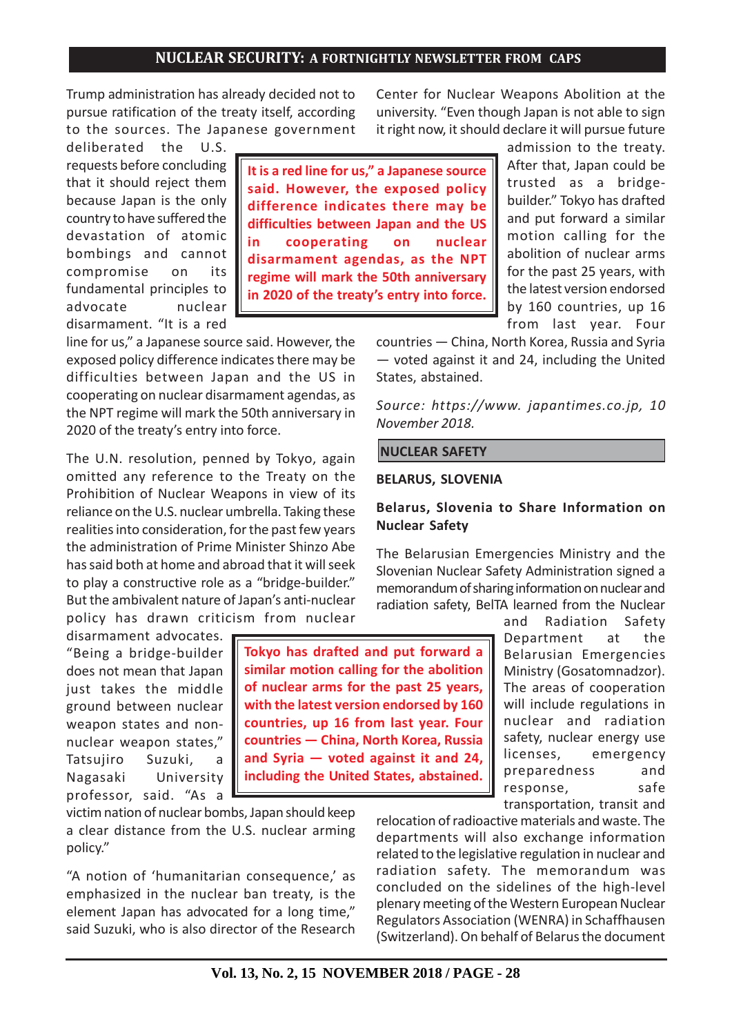Trump administration has already decided not to pursue ratification of the treaty itself, according to the sources. The Japanese government deliberated the U.S. requests before concluding that it should reject them because Japan is the only country to have suffered the devastation of atomic bombings and cannot compromise on its fundamental principles to advocate nuclear disarmament. "It is a red line for us," a Japanese source said. However, the exposed policy difference indicates there may be difficulties between Japan and the US in cooperating on nuclear disarmament agendas, as the NPT regime will mark the 50th anniversary in 2020 of the treaty's entry into force.

> It is a red line for us," a Japanese source said. However, the exposed policy difference indicates there may be difficulties between Japan and the US in cooperating on nuclear disarmament agendas, as the NPT regime will mark the 50th anniversary in 2020 of the treaty's entry into force.

The U.N. resolution, penned by Tokyo, again omitted any reference to the Treaty on the Prohibition of Nuclear Weapons in view of its reliance on the U.S. nuclear umbrella. Taking these realities into consideration, for the past few years the administration of Prime Minister Shinzo Abe has said both at home and abroad that it will seek to play a constructive role as a "bridge-builder." But the ambivalent nature of Japan's anti-nuclear policy has drawn criticism from nuclear disarmament advocates. "Being a bridge-builder does not mean that Japan just takes the middle ground between nuclear weapon states and non-nuclear weapon states," Tatsujiro Suzuki, a Nagasaki University professor, said. "As a victim nation of nuclear bombs, Japan should keep a clear distance from the U.S. nuclear arming policy."

> Tokyo has drafted and put forward a similar motion calling for the abolition of nuclear arms for the past 25 years, with the latest version endorsed by 160 countries, up 16 from last year. Four countries — China, North Korea, Russia and Syria — voted against it and 24, including the United States, abstained.

"A notion of 'humanitarian consequence,' as emphasized in the nuclear ban treaty, is the element Japan has advocated for a long time," said Suzuki, who is also director of the Research Center for Nuclear Weapons Abolition at the university. "Even though Japan is not able to sign it right now, it should declare it will pursue future admission to the treaty. After that, Japan could be trusted as a bridge-builder." Tokyo has drafted and put forward a similar motion calling for the abolition of nuclear arms for the past 25 years, with the latest version endorsed by 160 countries, up 16 from last year. Four countries — China, North Korea, Russia and Syria — voted against it and 24, including the United States, abstained.

*Source: https://www.japantimes.co.jp, 10 November 2018.*

## NUCLEAR SAFETY

**BELARUS, SLOVENIA**

### Belarus, Slovenia to Share Information on Nuclear Safety

The Belarusian Emergencies Ministry and the Slovenian Nuclear Safety Administration signed a memorandum of sharing information on nuclear and radiation safety, BelTA learned from the Nuclear and Radiation Safety Department at the Belarusian Emergencies Ministry (Gosatomnadzor). The areas of cooperation will include regulations in nuclear and radiation safety, nuclear energy use licenses, emergency preparedness and response, safe transportation, transit and relocation of radioactive materials and waste. The departments will also exchange information related to the legislative regulation in nuclear and radiation safety. The memorandum was concluded on the sidelines of the high-level plenary meeting of the Western European Nuclear Regulators Association (WENRA) in Schaffhausen (Switzerland). On behalf of Belarus the document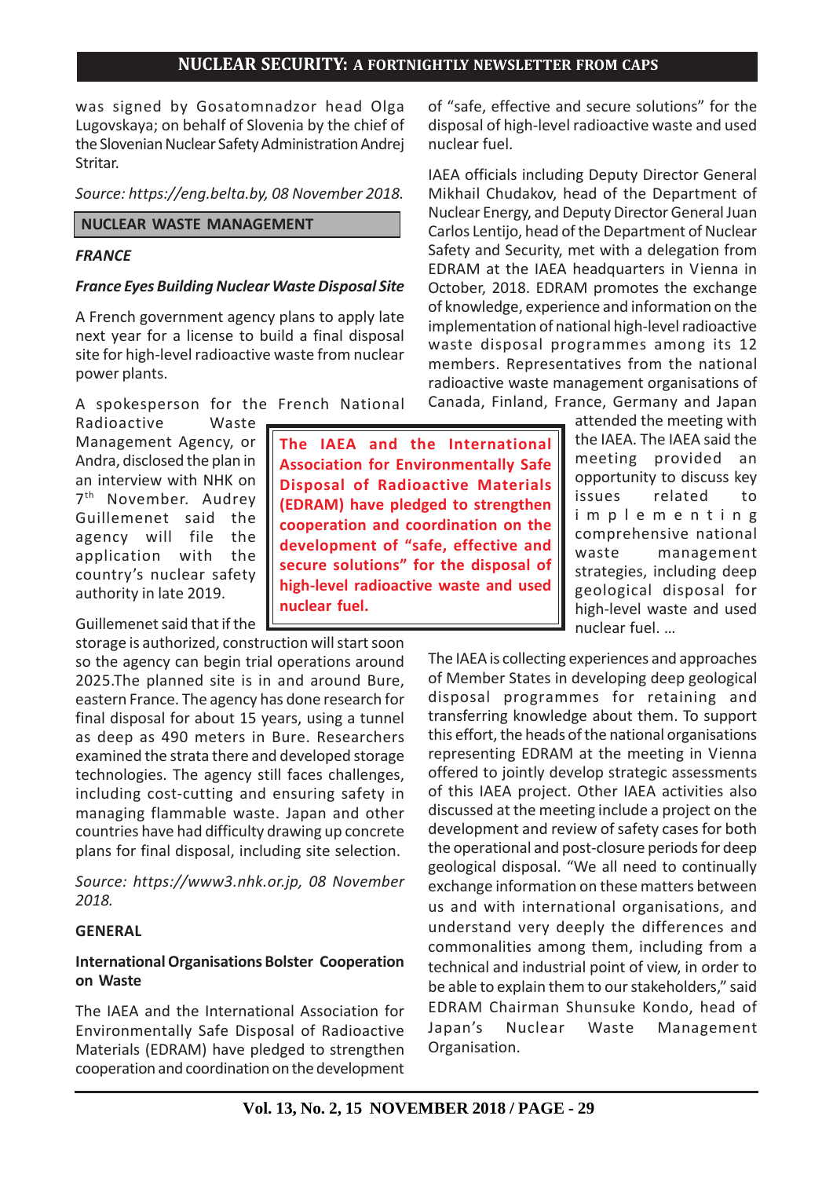was signed by Gosatomnadzor head Olga Lugovskaya; on behalf of Slovenia by the chief of the Slovenian Nuclear Safety Administration Andrej Stritar.

*Source: https://eng.belta.by, 08 November 2018.*

## NUCLEAR WASTE MANAGEMENT

### *FRANCE*

### *France Eyes Building Nuclear Waste Disposal Site*

A French government agency plans to apply late next year for a license to build a final disposal site for high-level radioactive waste from nuclear power plants.

A spokesperson for the French National Radioactive Waste Management Agency, or Andra, disclosed the plan in an interview with NHK on 7th November. Audrey Guillemenet said the agency will file the application with the country's nuclear safety authority in late 2019.

Guillemenet said that if the storage is authorized, construction will start soon so the agency can begin trial operations around 2025.The planned site is in and around Bure, eastern France. The agency has done research for final disposal for about 15 years, using a tunnel as deep as 490 meters in Bure. Researchers examined the strata there and developed storage technologies. The agency still faces challenges, including cost-cutting and ensuring safety in managing flammable waste. Japan and other countries have had difficulty drawing up concrete plans for final disposal, including site selection.

*Source: https://www3.nhk.or.jp, 08 November 2018.*

### GENERAL

### International Organisations Bolster Cooperation on Waste

The IAEA and the International Association for Environmentally Safe Disposal of Radioactive Materials (EDRAM) have pledged to strengthen cooperation and coordination on the development of "safe, effective and secure solutions" for the disposal of high-level radioactive waste and used nuclear fuel.

**The IAEA and the International Association for Environmentally Safe Disposal of Radioactive Materials (EDRAM) have pledged to strengthen cooperation and coordination on the development of "safe, effective and secure solutions" for the disposal of high-level radioactive waste and used nuclear fuel.**

IAEA officials including Deputy Director General Mikhail Chudakov, head of the Department of Nuclear Energy, and Deputy Director General Juan Carlos Lentijo, head of the Department of Nuclear Safety and Security, met with a delegation from EDRAM at the IAEA headquarters in Vienna in October, 2018. EDRAM promotes the exchange of knowledge, experience and information on the implementation of national high-level radioactive waste disposal programmes among its 12 members. Representatives from the national radioactive waste management organisations of Canada, Finland, France, Germany and Japan attended the meeting with the IAEA. The IAEA said the meeting provided an opportunity to discuss key issues related to implementing comprehensive national waste management strategies, including deep geological disposal for high-level waste and used nuclear fuel. ...

The IAEA is collecting experiences and approaches of Member States in developing deep geological disposal programmes for retaining and transferring knowledge about them. To support this effort, the heads of the national organisations representing EDRAM at the meeting in Vienna offered to jointly develop strategic assessments of this IAEA project. Other IAEA activities also discussed at the meeting include a project on the development and review of safety cases for both the operational and post-closure periods for deep geological disposal. "We all need to continually exchange information on these matters between us and with international organisations, and understand very deeply the differences and commonalities among them, including from a technical and industrial point of view, in order to be able to explain them to our stakeholders," said EDRAM Chairman Shunsuke Kondo, head of Japan's Nuclear Waste Management Organisation.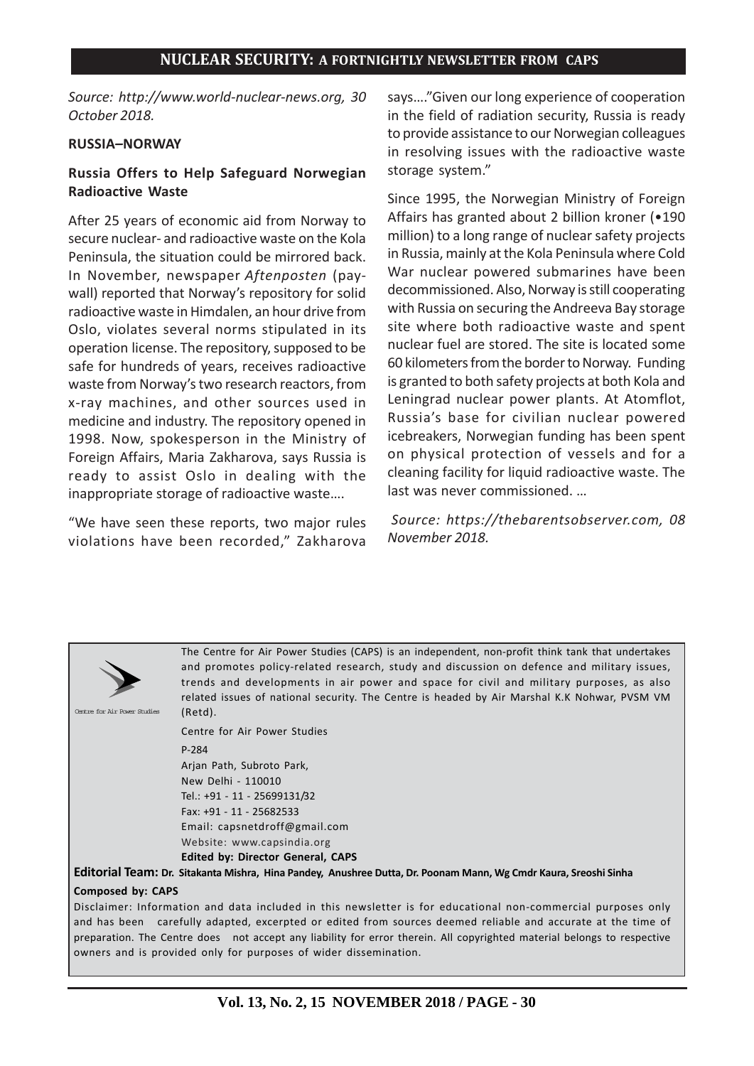*Source: http://www.world-nuclear-news.org, 30 October 2018.*

**RUSSIA–NORWAY**

### Russia Offers to Help Safeguard Norwegian Radioactive Waste

After 25 years of economic aid from Norway to secure nuclear- and radioactive waste on the Kola Peninsula, the situation could be mirrored back. In November, newspaper *Aftenposten* (pay-wall) reported that Norway's repository for solid radioactive waste in Himdalen, an hour drive from Oslo, violates several norms stipulated in its operation license. The repository, supposed to be safe for hundreds of years, receives radioactive waste from Norway's two research reactors, from x-ray machines, and other sources used in medicine and industry. The repository opened in 1998. Now, spokesperson in the Ministry of Foreign Affairs, Maria Zakharova, says Russia is ready to assist Oslo in dealing with the inappropriate storage of radioactive waste….

"We have seen these reports, two major rules violations have been recorded," Zakharova says…."Given our long experience of cooperation in the field of radiation security, Russia is ready to provide assistance to our Norwegian colleagues in resolving issues with the radioactive waste storage system."

Since 1995, the Norwegian Ministry of Foreign Affairs has granted about 2 billion kroner (•190 million) to a long range of nuclear safety projects in Russia, mainly at the Kola Peninsula where Cold War nuclear powered submarines have been decommissioned. Also, Norway is still cooperating with Russia on securing the Andreeva Bay storage site where both radioactive waste and spent nuclear fuel are stored. The site is located some 60 kilometers from the border to Norway. Funding is granted to both safety projects at both Kola and Leningrad nuclear power plants. At Atomflot, Russia's base for civilian nuclear powered icebreakers, Norwegian funding has been spent on physical protection of vessels and for a cleaning facility for liquid radioactive waste. The last was never commissioned. …

*Source: https://thebarentsobserver.com, 08 November 2018.*

---

Centre for Air Power Studies

The Centre for Air Power Studies (CAPS) is an independent, non-profit think tank that undertakes and promotes policy-related research, study and discussion on defence and military issues, trends and developments in air power and space for civil and military purposes, as also related issues of national security. The Centre is headed by Air Marshal K.K Nohwar, PVSM VM (Retd).

Centre for Air Power Studies
P-284
Arjan Path, Subroto Park,
New Delhi - 110010
Tel.: +91 - 11 - 25699131/32
Fax: +91 - 11 - 25682533
Email: capsnetdroff@gmail.com
Website: www.capsindia.org

**Edited by: Director General, CAPS**

**Editorial Team: Dr. Sitakanta Mishra, Hina Pandey, Anushree Dutta, Dr. Poonam Mann, Wg Cmdr Kaura, Sreoshi Sinha**

**Composed by: CAPS**

Disclaimer: Information and data included in this newsletter is for educational non-commercial purposes only and has been carefully adapted, excerpted or edited from sources deemed reliable and accurate at the time of preparation. The Centre does not accept any liability for error therein. All copyrighted material belongs to respective owners and is provided only for purposes of wider dissemination.